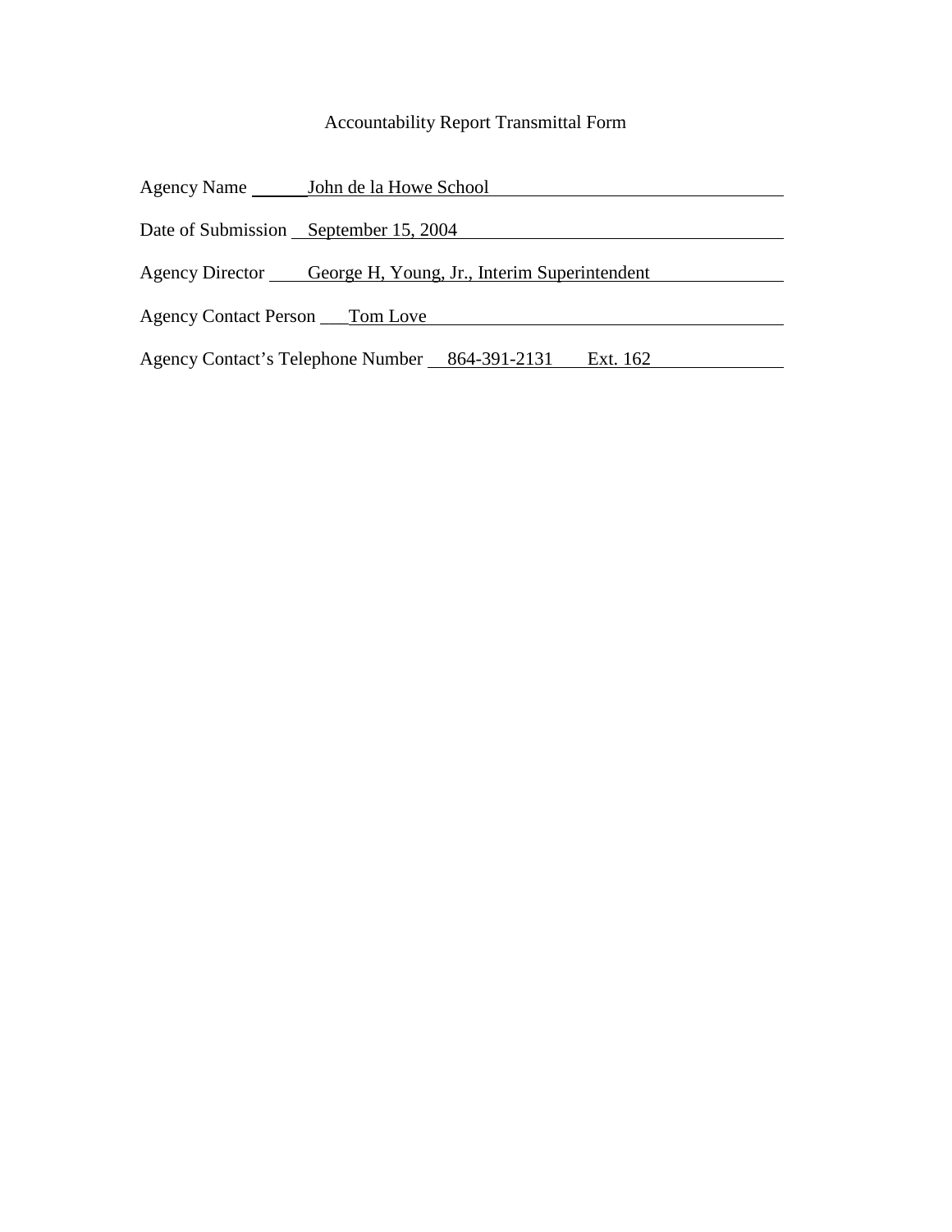# Accountability Report Transmittal Form

Agency Name John de la Howe School

Date of Submission September 15, 2004

Agency Director George H, Young, Jr., Interim Superintendent

Agency Contact Person Tom Love

Agency Contact's Telephone Number 864-391-2131 Ext. 162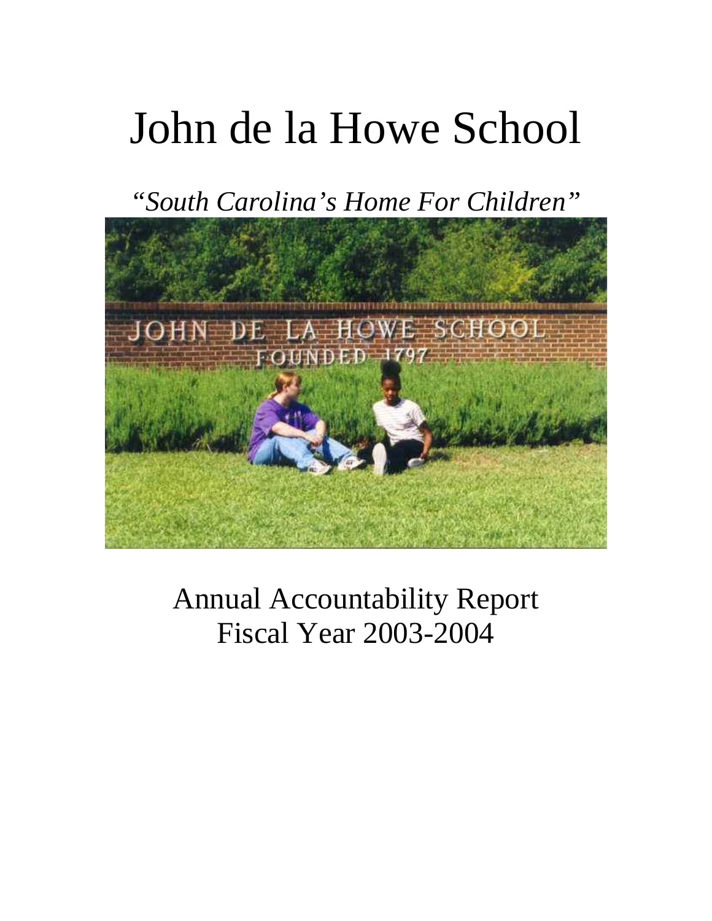# John de la Howe School

*"South Carolina's Home For Children"*

Annual Accountability Report
Fiscal Year 2003-2004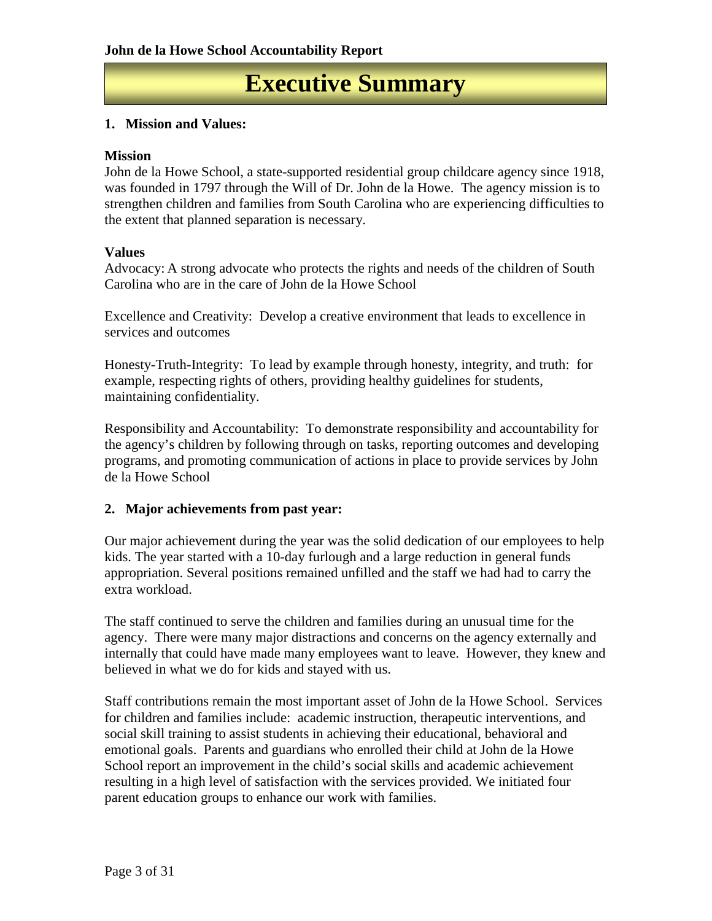# Executive Summary

**1. Mission and Values:**

**Mission**

John de la Howe School, a state-supported residential group childcare agency since 1918, was founded in 1797 through the Will of Dr. John de la Howe. The agency mission is to strengthen children and families from South Carolina who are experiencing difficulties to the extent that planned separation is necessary.

**Values**

Advocacy: A strong advocate who protects the rights and needs of the children of South Carolina who are in the care of John de la Howe School

Excellence and Creativity: Develop a creative environment that leads to excellence in services and outcomes

Honesty-Truth-Integrity: To lead by example through honesty, integrity, and truth: for example, respecting rights of others, providing healthy guidelines for students, maintaining confidentiality.

Responsibility and Accountability: To demonstrate responsibility and accountability for the agency's children by following through on tasks, reporting outcomes and developing programs, and promoting communication of actions in place to provide services by John de la Howe School

**2. Major achievements from past year:**

Our major achievement during the year was the solid dedication of our employees to help kids. The year started with a 10-day furlough and a large reduction in general funds appropriation. Several positions remained unfilled and the staff we had had to carry the extra workload.

The staff continued to serve the children and families during an unusual time for the agency. There were many major distractions and concerns on the agency externally and internally that could have made many employees want to leave. However, they knew and believed in what we do for kids and stayed with us.

Staff contributions remain the most important asset of John de la Howe School. Services for children and families include: academic instruction, therapeutic interventions, and social skill training to assist students in achieving their educational, behavioral and emotional goals. Parents and guardians who enrolled their child at John de la Howe School report an improvement in the child's social skills and academic achievement resulting in a high level of satisfaction with the services provided. We initiated four parent education groups to enhance our work with families.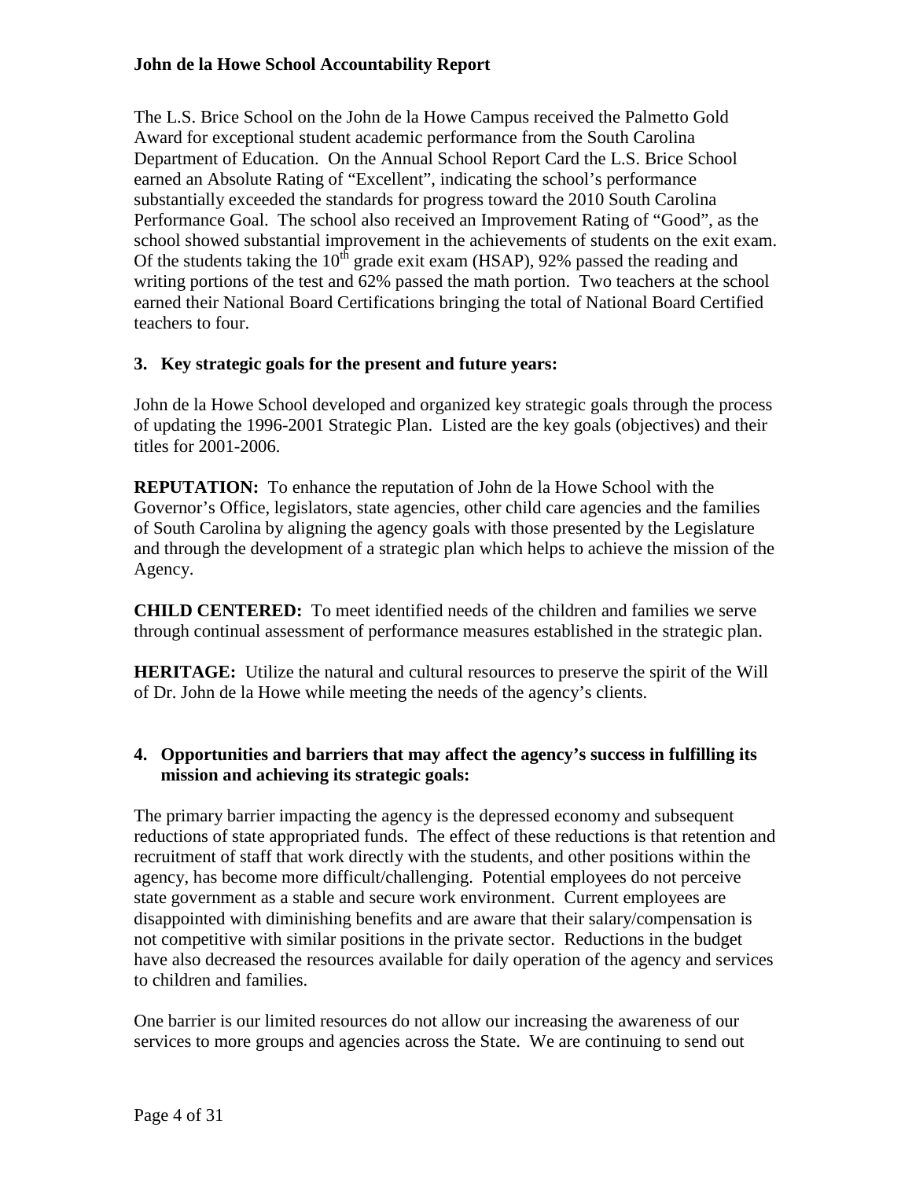The L.S. Brice School on the John de la Howe Campus received the Palmetto Gold Award for exceptional student academic performance from the South Carolina Department of Education. On the Annual School Report Card the L.S. Brice School earned an Absolute Rating of "Excellent", indicating the school's performance substantially exceeded the standards for progress toward the 2010 South Carolina Performance Goal. The school also received an Improvement Rating of "Good", as the school showed substantial improvement in the achievements of students on the exit exam. Of the students taking the 10th grade exit exam (HSAP), 92% passed the reading and writing portions of the test and 62% passed the math portion. Two teachers at the school earned their National Board Certifications bringing the total of National Board Certified teachers to four.

### 3. Key strategic goals for the present and future years:

John de la Howe School developed and organized key strategic goals through the process of updating the 1996-2001 Strategic Plan. Listed are the key goals (objectives) and their titles for 2001-2006.

**REPUTATION:** To enhance the reputation of John de la Howe School with the Governor's Office, legislators, state agencies, other child care agencies and the families of South Carolina by aligning the agency goals with those presented by the Legislature and through the development of a strategic plan which helps to achieve the mission of the Agency.

**CHILD CENTERED:** To meet identified needs of the children and families we serve through continual assessment of performance measures established in the strategic plan.

**HERITAGE:** Utilize the natural and cultural resources to preserve the spirit of the Will of Dr. John de la Howe while meeting the needs of the agency's clients.

### 4. Opportunities and barriers that may affect the agency's success in fulfilling its mission and achieving its strategic goals:

The primary barrier impacting the agency is the depressed economy and subsequent reductions of state appropriated funds. The effect of these reductions is that retention and recruitment of staff that work directly with the students, and other positions within the agency, has become more difficult/challenging. Potential employees do not perceive state government as a stable and secure work environment. Current employees are disappointed with diminishing benefits and are aware that their salary/compensation is not competitive with similar positions in the private sector. Reductions in the budget have also decreased the resources available for daily operation of the agency and services to children and families.

One barrier is our limited resources do not allow our increasing the awareness of our services to more groups and agencies across the State. We are continuing to send out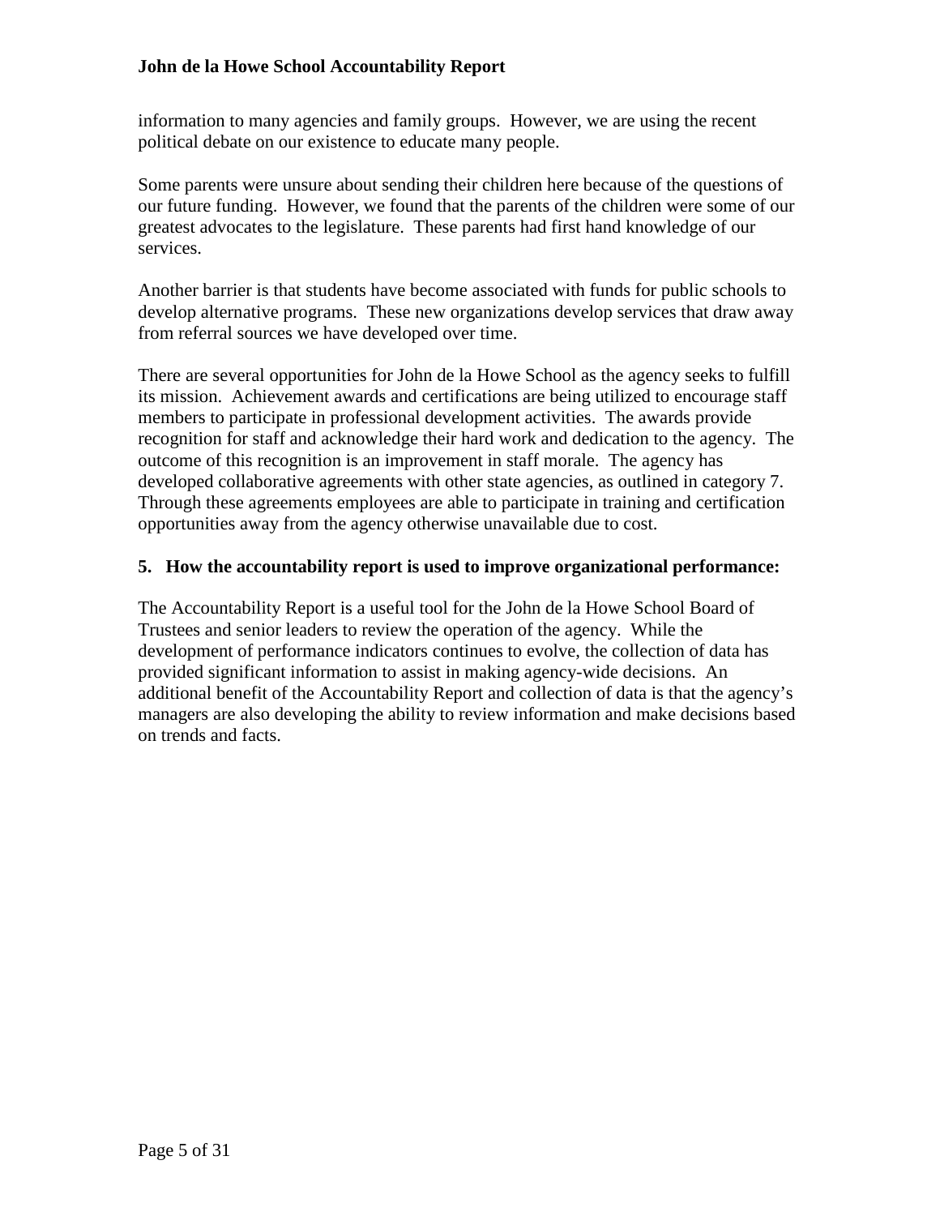information to many agencies and family groups. However, we are using the recent political debate on our existence to educate many people.

Some parents were unsure about sending their children here because of the questions of our future funding. However, we found that the parents of the children were some of our greatest advocates to the legislature. These parents had first hand knowledge of our services.

Another barrier is that students have become associated with funds for public schools to develop alternative programs. These new organizations develop services that draw away from referral sources we have developed over time.

There are several opportunities for John de la Howe School as the agency seeks to fulfill its mission. Achievement awards and certifications are being utilized to encourage staff members to participate in professional development activities. The awards provide recognition for staff and acknowledge their hard work and dedication to the agency. The outcome of this recognition is an improvement in staff morale. The agency has developed collaborative agreements with other state agencies, as outlined in category 7. Through these agreements employees are able to participate in training and certification opportunities away from the agency otherwise unavailable due to cost.

**5. How the accountability report is used to improve organizational performance:**

The Accountability Report is a useful tool for the John de la Howe School Board of Trustees and senior leaders to review the operation of the agency. While the development of performance indicators continues to evolve, the collection of data has provided significant information to assist in making agency-wide decisions. An additional benefit of the Accountability Report and collection of data is that the agency's managers are also developing the ability to review information and make decisions based on trends and facts.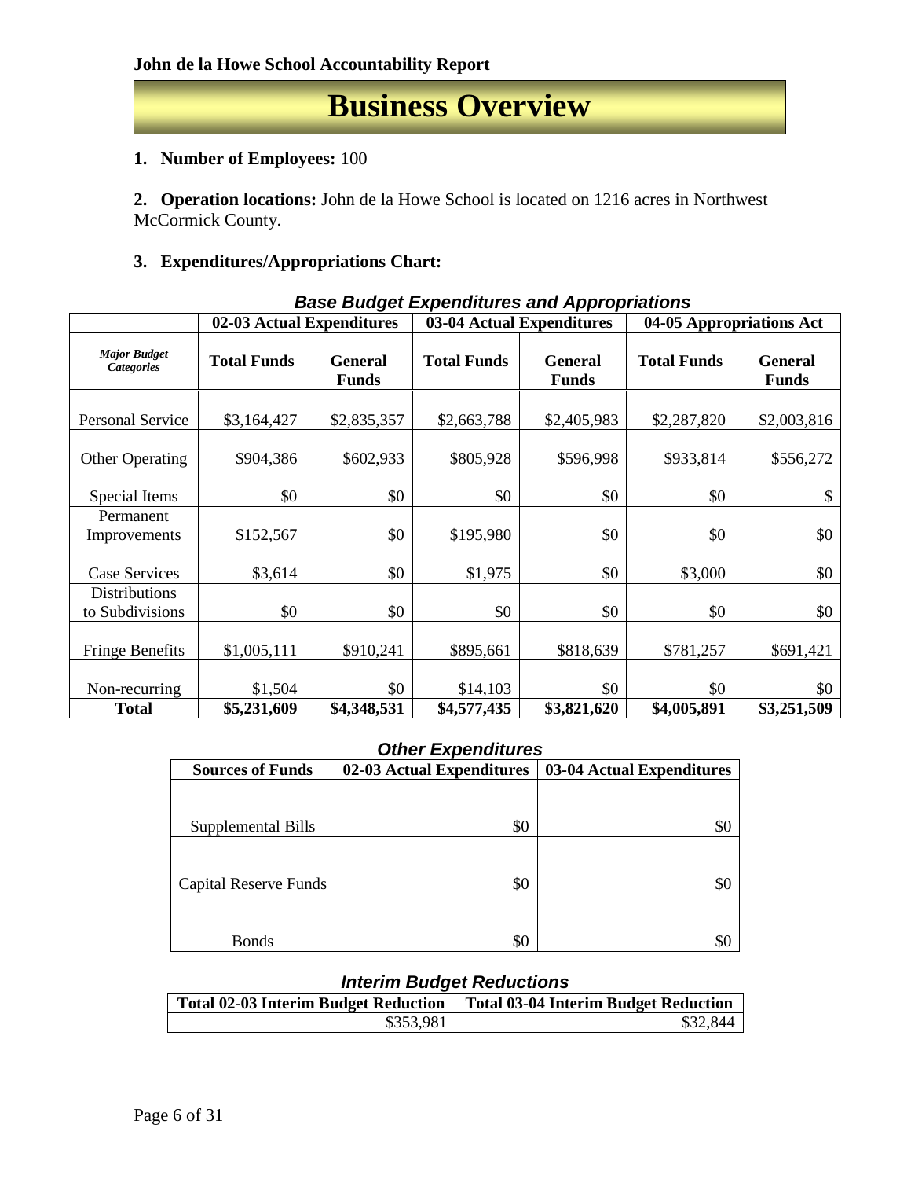**John de la Howe School Accountability Report**

# Business Overview

**1. Number of Employees:** 100

**2. Operation locations:** John de la Howe School is located on 1216 acres in Northwest McCormick County.

**3. Expenditures/Appropriations Chart:**

***Base Budget Expenditures and Appropriations***

| | 02-03 Actual Expenditures | | 03-04 Actual Expenditures | | 04-05 Appropriations Act | |
|---|---|---|---|---|---|---|
| ***Major Budget Categories*** | **Total Funds** | **General Funds** | **Total Funds** | **General Funds** | **Total Funds** | **General Funds** |
| Personal Service | $3,164,427 | $2,835,357 | $2,663,788 | $2,405,983 | $2,287,820 | $2,003,816 |
| Other Operating | $904,386 | $602,933 | $805,928 | $596,998 | $933,814 | $556,272 |
| Special Items | $0 | $0 | $0 | $0 | $0 | $ |
| Permanent Improvements | $152,567 | $0 | $195,980 | $0 | $0 | $0 |
| Case Services | $3,614 | $0 | $1,975 | $0 | $3,000 | $0 |
| Distributions to Subdivisions | $0 | $0 | $0 | $0 | $0 | $0 |
| Fringe Benefits | $1,005,111 | $910,241 | $895,661 | $818,639 | $781,257 | $691,421 |
| Non-recurring | $1,504 | $0 | $14,103 | $0 | $0 | $0 |
| **Total** | **$5,231,609** | **$4,348,531** | **$4,577,435** | **$3,821,620** | **$4,005,891** | **$3,251,509** |

***Other Expenditures***

| Sources of Funds | 02-03 Actual Expenditures | 03-04 Actual Expenditures |
|---|---|---|
| Supplemental Bills | $0 | $0 |
| Capital Reserve Funds | $0 | $0 |
| Bonds | $0 | $0 |

***Interim Budget Reductions***

| Total 02-03 Interim Budget Reduction | Total 03-04 Interim Budget Reduction |
|---|---|
| $353,981 | $32,844 |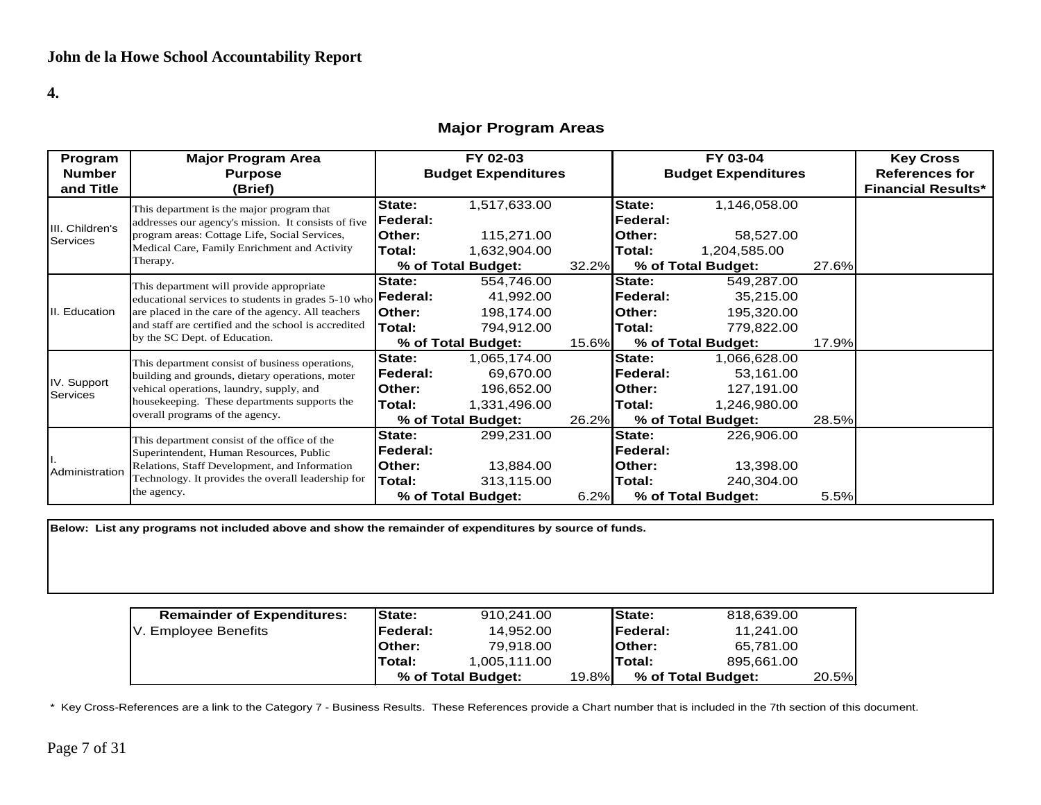**John de la Howe School Accountability Report**

**4.**

## Major Program Areas

| Program Number and Title | Major Program Area Purpose (Brief) | FY 02-03 Budget Expenditures | | | FY 03-04 Budget Expenditures | | | Key Cross References for Financial Results* |
|---|---|---|---|---|---|---|---|---|
| III. Children's Services | This department is the major program that addresses our agency's mission. It consists of five program areas: Cottage Life, Social Services, Medical Care, Family Enrichment and Activity Therapy. | **State:** | 1,517,633.00 | | **State:** | 1,146,058.00 | | |
| | | **Federal:** | | | **Federal:** | | | |
| | | **Other:** | 115,271.00 | | **Other:** | 58,527.00 | | |
| | | **Total:** | 1,632,904.00 | | **Total:** | 1,204,585.00 | | |
| | | **% of Total Budget:** | | 32.2% | **% of Total Budget:** | | 27.6% | |
| II. Education | This department will provide appropriate educational services to students in grades 5-10 who are placed in the care of the agency. All teachers and staff are certified and the school is accredited by the SC Dept. of Education. | **State:** | 554,746.00 | | **State:** | 549,287.00 | | |
| | | **Federal:** | 41,992.00 | | **Federal:** | 35,215.00 | | |
| | | **Other:** | 198,174.00 | | **Other:** | 195,320.00 | | |
| | | **Total:** | 794,912.00 | | **Total:** | 779,822.00 | | |
| | | **% of Total Budget:** | | 15.6% | **% of Total Budget:** | | 17.9% | |
| IV. Support Services | This department consist of business operations, building and grounds, dietary operations, moter vehical operations, laundry, supply, and housekeeping. These departments supports the overall programs of the agency. | **State:** | 1,065,174.00 | | **State:** | 1,066,628.00 | | |
| | | **Federal:** | 69,670.00 | | **Federal:** | 53,161.00 | | |
| | | **Other:** | 196,652.00 | | **Other:** | 127,191.00 | | |
| | | **Total:** | 1,331,496.00 | | **Total:** | 1,246,980.00 | | |
| | | **% of Total Budget:** | | 26.2% | **% of Total Budget:** | | 28.5% | |
| I. Administration | This department consist of the office of the Superintendent, Human Resources, Public Relations, Staff Development, and Information Technology. It provides the overall leadership for the agency. | **State:** | 299,231.00 | | **State:** | 226,906.00 | | |
| | | **Federal:** | | | **Federal:** | | | |
| | | **Other:** | 13,884.00 | | **Other:** | 13,398.00 | | |
| | | **Total:** | 313,115.00 | | **Total:** | 240,304.00 | | |
| | | **% of Total Budget:** | | 6.2% | **% of Total Budget:** | | 5.5% | |

**Below: List any programs not included above and show the remainder of expenditures by source of funds.**

| **Remainder of Expenditures:** | FY 02-03 | | | FY 03-04 | | |
|---|---|---|---|---|---|---|
| V. Employee Benefits | **State:** | 910,241.00 | | **State:** | 818,639.00 | |
| | **Federal:** | 14,952.00 | | **Federal:** | 11,241.00 | |
| | **Other:** | 79,918.00 | | **Other:** | 65,781.00 | |
| | **Total:** | 1,005,111.00 | | **Total:** | 895,661.00 | |
| | **% of Total Budget:** | | 19.8% | **% of Total Budget:** | | 20.5% |

\* Key Cross-References are a link to the Category 7 - Business Results. These References provide a Chart number that is included in the 7th section of this document.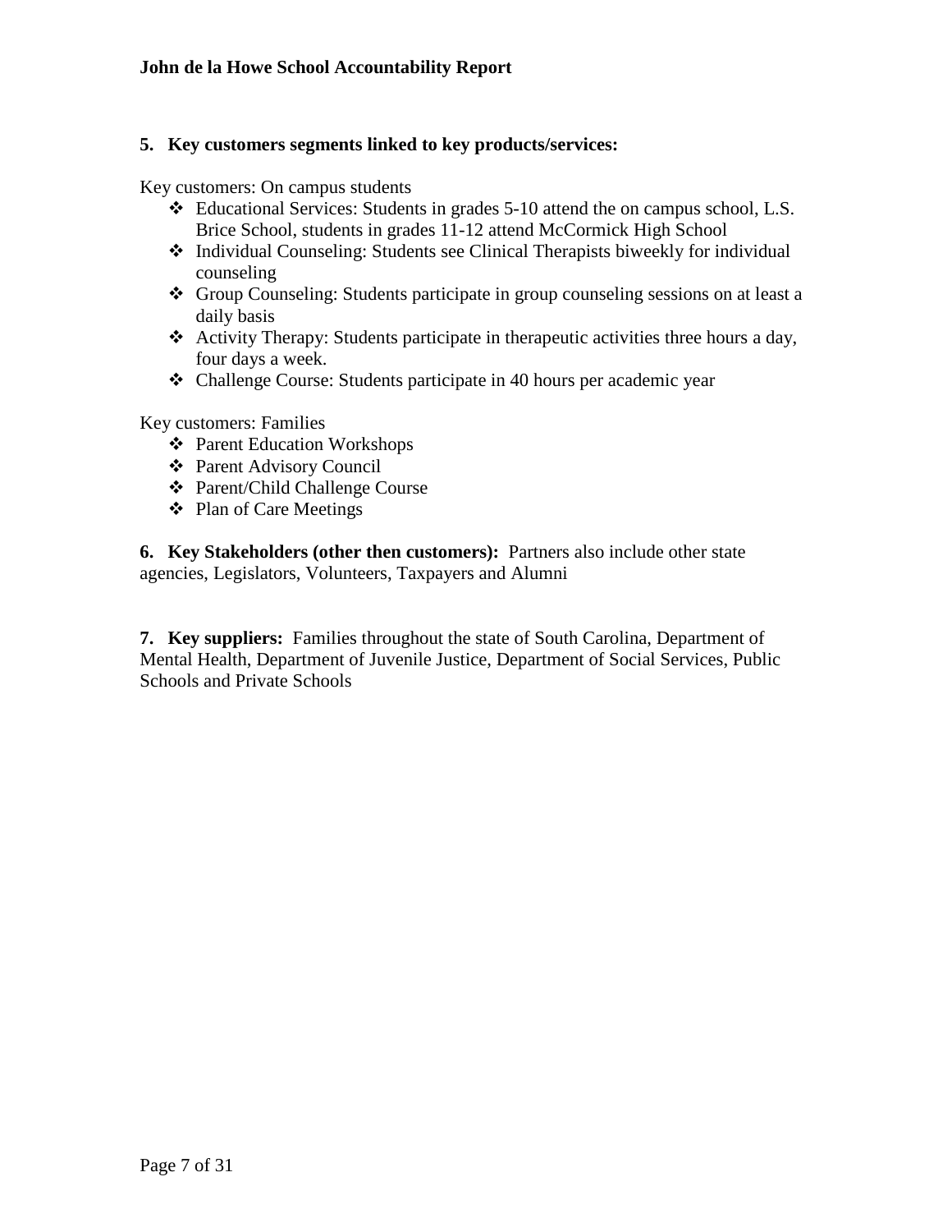**5. Key customers segments linked to key products/services:**

Key customers: On campus students

- Educational Services: Students in grades 5-10 attend the on campus school, L.S. Brice School, students in grades 11-12 attend McCormick High School
- Individual Counseling: Students see Clinical Therapists biweekly for individual counseling
- Group Counseling: Students participate in group counseling sessions on at least a daily basis
- Activity Therapy: Students participate in therapeutic activities three hours a day, four days a week.
- Challenge Course: Students participate in 40 hours per academic year

Key customers: Families

- Parent Education Workshops
- Parent Advisory Council
- Parent/Child Challenge Course
- Plan of Care Meetings

**6. Key Stakeholders (other then customers):** Partners also include other state agencies, Legislators, Volunteers, Taxpayers and Alumni

**7. Key suppliers:** Families throughout the state of South Carolina, Department of Mental Health, Department of Juvenile Justice, Department of Social Services, Public Schools and Private Schools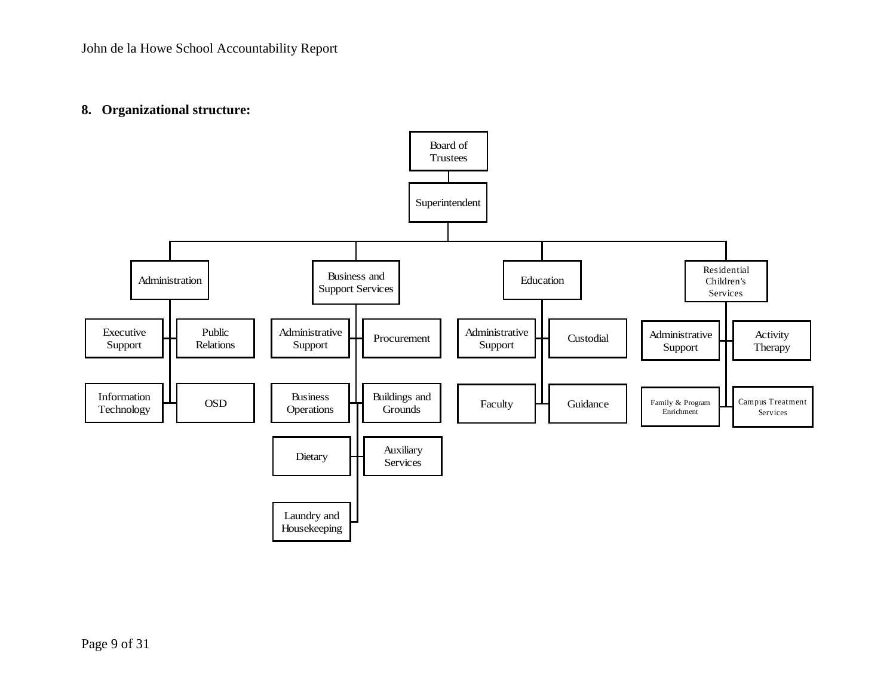**8. Organizational structure:**

- Board of Trustees
  - Superintendent
    - Administration
      - Executive Support
      - Public Relations
      - Information Technology
      - OSD
    - Business and Support Services
      - Administrative Support
      - Procurement
      - Business Operations
      - Buildings and Grounds
      - Dietary
      - Auxiliary Services
      - Laundry and Housekeeping
    - Education
      - Administrative Support
      - Custodial
      - Faculty
      - Guidance
    - Residential Children's Services
      - Administrative Support
      - Activity Therapy
      - Family & Program Enrichment
      - Campus Treatment Services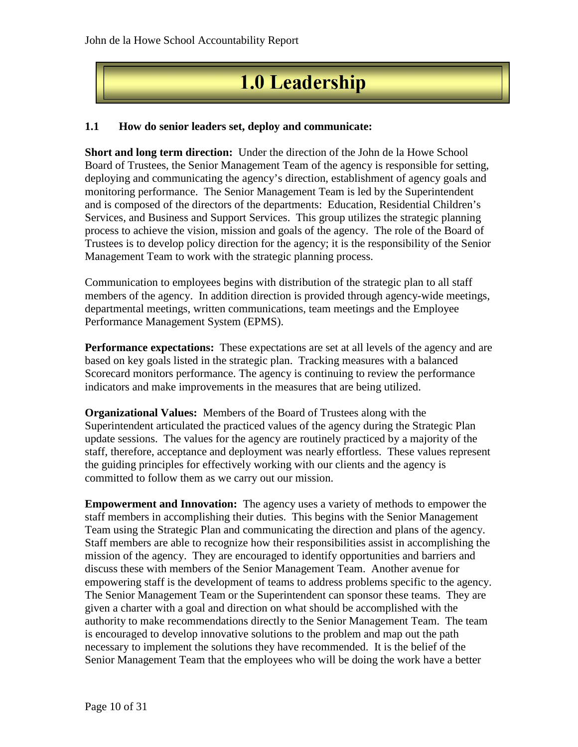# 1.0 Leadership

### 1.1 How do senior leaders set, deploy and communicate:

**Short and long term direction:** Under the direction of the John de la Howe School Board of Trustees, the Senior Management Team of the agency is responsible for setting, deploying and communicating the agency's direction, establishment of agency goals and monitoring performance. The Senior Management Team is led by the Superintendent and is composed of the directors of the departments: Education, Residential Children's Services, and Business and Support Services. This group utilizes the strategic planning process to achieve the vision, mission and goals of the agency. The role of the Board of Trustees is to develop policy direction for the agency; it is the responsibility of the Senior Management Team to work with the strategic planning process.

Communication to employees begins with distribution of the strategic plan to all staff members of the agency. In addition direction is provided through agency-wide meetings, departmental meetings, written communications, team meetings and the Employee Performance Management System (EPMS).

**Performance expectations:** These expectations are set at all levels of the agency and are based on key goals listed in the strategic plan. Tracking measures with a balanced Scorecard monitors performance. The agency is continuing to review the performance indicators and make improvements in the measures that are being utilized.

**Organizational Values:** Members of the Board of Trustees along with the Superintendent articulated the practiced values of the agency during the Strategic Plan update sessions. The values for the agency are routinely practiced by a majority of the staff, therefore, acceptance and deployment was nearly effortless. These values represent the guiding principles for effectively working with our clients and the agency is committed to follow them as we carry out our mission.

**Empowerment and Innovation:** The agency uses a variety of methods to empower the staff members in accomplishing their duties. This begins with the Senior Management Team using the Strategic Plan and communicating the direction and plans of the agency. Staff members are able to recognize how their responsibilities assist in accomplishing the mission of the agency. They are encouraged to identify opportunities and barriers and discuss these with members of the Senior Management Team. Another avenue for empowering staff is the development of teams to address problems specific to the agency. The Senior Management Team or the Superintendent can sponsor these teams. They are given a charter with a goal and direction on what should be accomplished with the authority to make recommendations directly to the Senior Management Team. The team is encouraged to develop innovative solutions to the problem and map out the path necessary to implement the solutions they have recommended. It is the belief of the Senior Management Team that the employees who will be doing the work have a better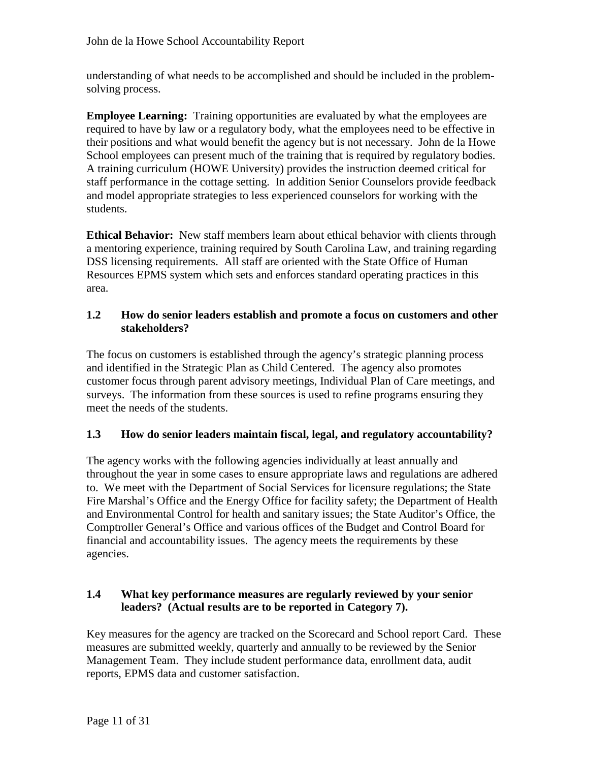understanding of what needs to be accomplished and should be included in the problem-solving process.

**Employee Learning:** Training opportunities are evaluated by what the employees are required to have by law or a regulatory body, what the employees need to be effective in their positions and what would benefit the agency but is not necessary. John de la Howe School employees can present much of the training that is required by regulatory bodies. A training curriculum (HOWE University) provides the instruction deemed critical for staff performance in the cottage setting. In addition Senior Counselors provide feedback and model appropriate strategies to less experienced counselors for working with the students.

**Ethical Behavior:** New staff members learn about ethical behavior with clients through a mentoring experience, training required by South Carolina Law, and training regarding DSS licensing requirements. All staff are oriented with the State Office of Human Resources EPMS system which sets and enforces standard operating practices in this area.

### 1.2 How do senior leaders establish and promote a focus on customers and other stakeholders?

The focus on customers is established through the agency's strategic planning process and identified in the Strategic Plan as Child Centered. The agency also promotes customer focus through parent advisory meetings, Individual Plan of Care meetings, and surveys. The information from these sources is used to refine programs ensuring they meet the needs of the students.

### 1.3 How do senior leaders maintain fiscal, legal, and regulatory accountability?

The agency works with the following agencies individually at least annually and throughout the year in some cases to ensure appropriate laws and regulations are adhered to. We meet with the Department of Social Services for licensure regulations; the State Fire Marshal's Office and the Energy Office for facility safety; the Department of Health and Environmental Control for health and sanitary issues; the State Auditor's Office, the Comptroller General's Office and various offices of the Budget and Control Board for financial and accountability issues. The agency meets the requirements by these agencies.

### 1.4 What key performance measures are regularly reviewed by your senior leaders? (Actual results are to be reported in Category 7).

Key measures for the agency are tracked on the Scorecard and School report Card. These measures are submitted weekly, quarterly and annually to be reviewed by the Senior Management Team. They include student performance data, enrollment data, audit reports, EPMS data and customer satisfaction.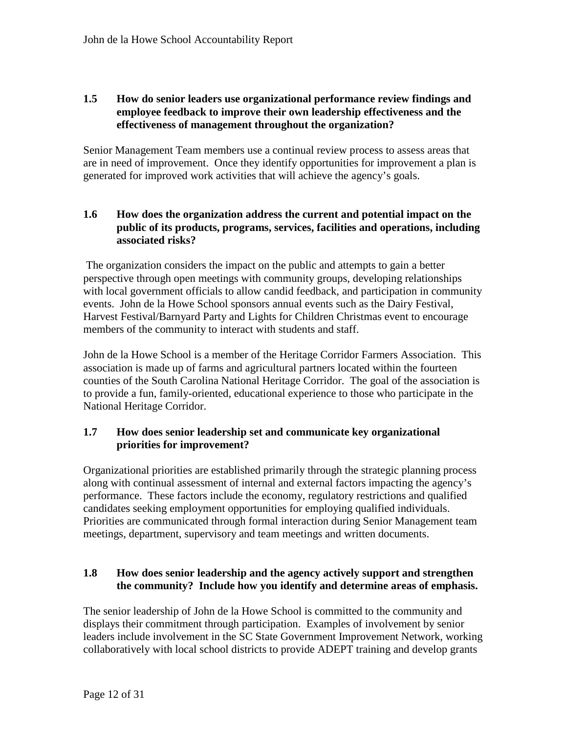### 1.5 How do senior leaders use organizational performance review findings and employee feedback to improve their own leadership effectiveness and the effectiveness of management throughout the organization?

Senior Management Team members use a continual review process to assess areas that are in need of improvement. Once they identify opportunities for improvement a plan is generated for improved work activities that will achieve the agency's goals.

### 1.6 How does the organization address the current and potential impact on the public of its products, programs, services, facilities and operations, including associated risks?

The organization considers the impact on the public and attempts to gain a better perspective through open meetings with community groups, developing relationships with local government officials to allow candid feedback, and participation in community events. John de la Howe School sponsors annual events such as the Dairy Festival, Harvest Festival/Barnyard Party and Lights for Children Christmas event to encourage members of the community to interact with students and staff.

John de la Howe School is a member of the Heritage Corridor Farmers Association. This association is made up of farms and agricultural partners located within the fourteen counties of the South Carolina National Heritage Corridor. The goal of the association is to provide a fun, family-oriented, educational experience to those who participate in the National Heritage Corridor.

### 1.7 How does senior leadership set and communicate key organizational priorities for improvement?

Organizational priorities are established primarily through the strategic planning process along with continual assessment of internal and external factors impacting the agency's performance. These factors include the economy, regulatory restrictions and qualified candidates seeking employment opportunities for employing qualified individuals. Priorities are communicated through formal interaction during Senior Management team meetings, department, supervisory and team meetings and written documents.

### 1.8 How does senior leadership and the agency actively support and strengthen the community? Include how you identify and determine areas of emphasis.

The senior leadership of John de la Howe School is committed to the community and displays their commitment through participation. Examples of involvement by senior leaders include involvement in the SC State Government Improvement Network, working collaboratively with local school districts to provide ADEPT training and develop grants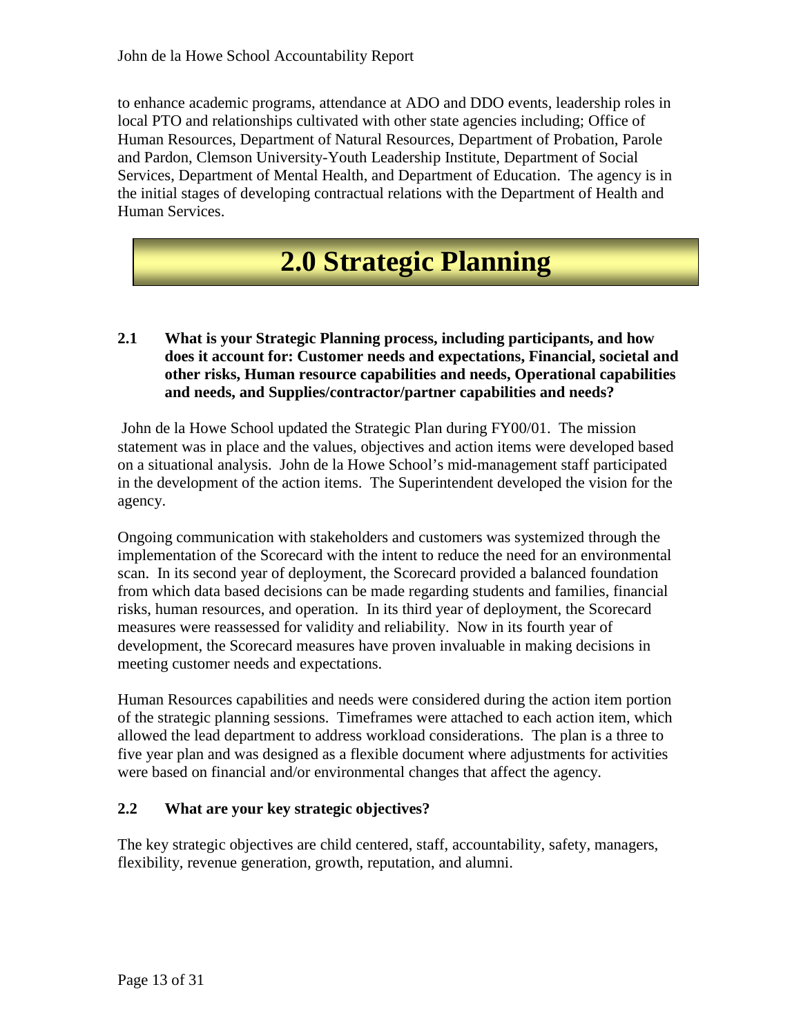to enhance academic programs, attendance at ADO and DDO events, leadership roles in local PTO and relationships cultivated with other state agencies including; Office of Human Resources, Department of Natural Resources, Department of Probation, Parole and Pardon, Clemson University-Youth Leadership Institute, Department of Social Services, Department of Mental Health, and Department of Education. The agency is in the initial stages of developing contractual relations with the Department of Health and Human Services.

# 2.0 Strategic Planning

**2.1 What is your Strategic Planning process, including participants, and how does it account for: Customer needs and expectations, Financial, societal and other risks, Human resource capabilities and needs, Operational capabilities and needs, and Supplies/contractor/partner capabilities and needs?**

John de la Howe School updated the Strategic Plan during FY00/01. The mission statement was in place and the values, objectives and action items were developed based on a situational analysis. John de la Howe School's mid-management staff participated in the development of the action items. The Superintendent developed the vision for the agency.

Ongoing communication with stakeholders and customers was systemized through the implementation of the Scorecard with the intent to reduce the need for an environmental scan. In its second year of deployment, the Scorecard provided a balanced foundation from which data based decisions can be made regarding students and families, financial risks, human resources, and operation. In its third year of deployment, the Scorecard measures were reassessed for validity and reliability. Now in its fourth year of development, the Scorecard measures have proven invaluable in making decisions in meeting customer needs and expectations.

Human Resources capabilities and needs were considered during the action item portion of the strategic planning sessions. Timeframes were attached to each action item, which allowed the lead department to address workload considerations. The plan is a three to five year plan and was designed as a flexible document where adjustments for activities were based on financial and/or environmental changes that affect the agency.

**2.2 What are your key strategic objectives?**

The key strategic objectives are child centered, staff, accountability, safety, managers, flexibility, revenue generation, growth, reputation, and alumni.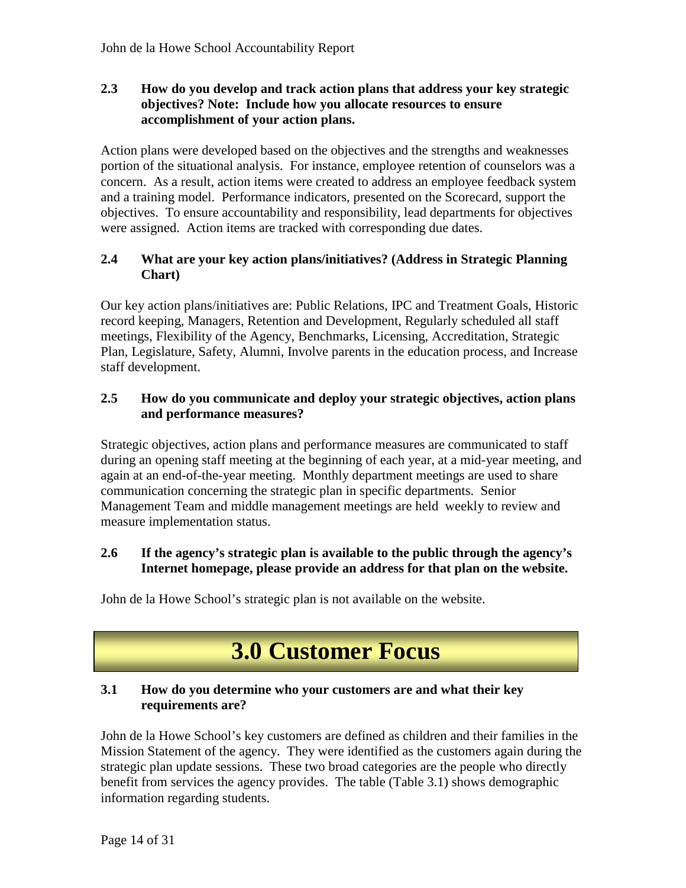**2.3 How do you develop and track action plans that address your key strategic objectives? Note: Include how you allocate resources to ensure accomplishment of your action plans.**

Action plans were developed based on the objectives and the strengths and weaknesses portion of the situational analysis. For instance, employee retention of counselors was a concern. As a result, action items were created to address an employee feedback system and a training model. Performance indicators, presented on the Scorecard, support the objectives. To ensure accountability and responsibility, lead departments for objectives were assigned. Action items are tracked with corresponding due dates.

**2.4 What are your key action plans/initiatives? (Address in Strategic Planning Chart)**

Our key action plans/initiatives are: Public Relations, IPC and Treatment Goals, Historic record keeping, Managers, Retention and Development, Regularly scheduled all staff meetings, Flexibility of the Agency, Benchmarks, Licensing, Accreditation, Strategic Plan, Legislature, Safety, Alumni, Involve parents in the education process, and Increase staff development.

**2.5 How do you communicate and deploy your strategic objectives, action plans and performance measures?**

Strategic objectives, action plans and performance measures are communicated to staff during an opening staff meeting at the beginning of each year, at a mid-year meeting, and again at an end-of-the-year meeting. Monthly department meetings are used to share communication concerning the strategic plan in specific departments. Senior Management Team and middle management meetings are held weekly to review and measure implementation status.

**2.6 If the agency's strategic plan is available to the public through the agency's Internet homepage, please provide an address for that plan on the website.**

John de la Howe School's strategic plan is not available on the website.

# 3.0 Customer Focus

**3.1 How do you determine who your customers are and what their key requirements are?**

John de la Howe School's key customers are defined as children and their families in the Mission Statement of the agency. They were identified as the customers again during the strategic plan update sessions. These two broad categories are the people who directly benefit from services the agency provides. The table (Table 3.1) shows demographic information regarding students.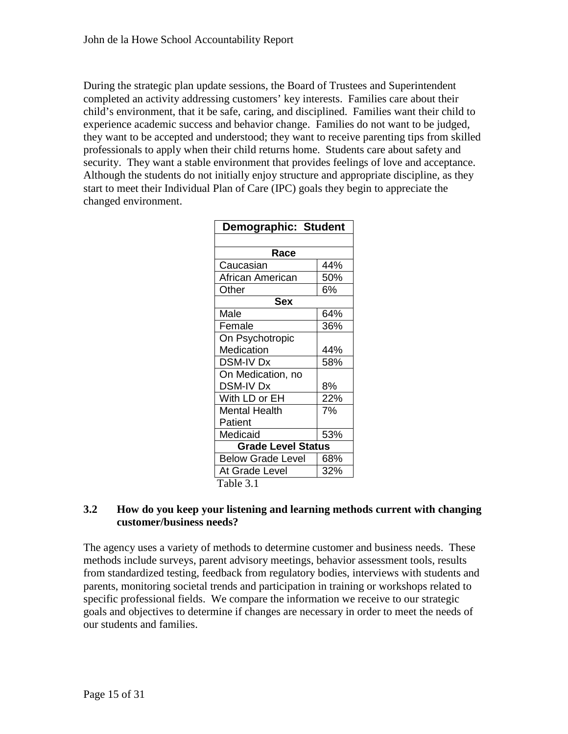During the strategic plan update sessions, the Board of Trustees and Superintendent completed an activity addressing customers' key interests. Families care about their child's environment, that it be safe, caring, and disciplined. Families want their child to experience academic success and behavior change. Families do not want to be judged, they want to be accepted and understood; they want to receive parenting tips from skilled professionals to apply when their child returns home. Students care about safety and security. They want a stable environment that provides feelings of love and acceptance. Although the students do not initially enjoy structure and appropriate discipline, as they start to meet their Individual Plan of Care (IPC) goals they begin to appreciate the changed environment.

| Demographic: Student | |
|---|---|
| | |
| **Race** | |
| Caucasian | 44% |
| African American | 50% |
| Other | 6% |
| **Sex** | |
| Male | 64% |
| Female | 36% |
| On Psychotropic Medication | 44% |
| DSM-IV Dx | 58% |
| On Medication, no DSM-IV Dx | 8% |
| With LD or EH | 22% |
| Mental Health Patient | 7% |
| Medicaid | 53% |
| **Grade Level Status** | |
| Below Grade Level | 68% |
| At Grade Level | 32% |

Table 3.1

### 3.2 How do you keep your listening and learning methods current with changing customer/business needs?

The agency uses a variety of methods to determine customer and business needs. These methods include surveys, parent advisory meetings, behavior assessment tools, results from standardized testing, feedback from regulatory bodies, interviews with students and parents, monitoring societal trends and participation in training or workshops related to specific professional fields. We compare the information we receive to our strategic goals and objectives to determine if changes are necessary in order to meet the needs of our students and families.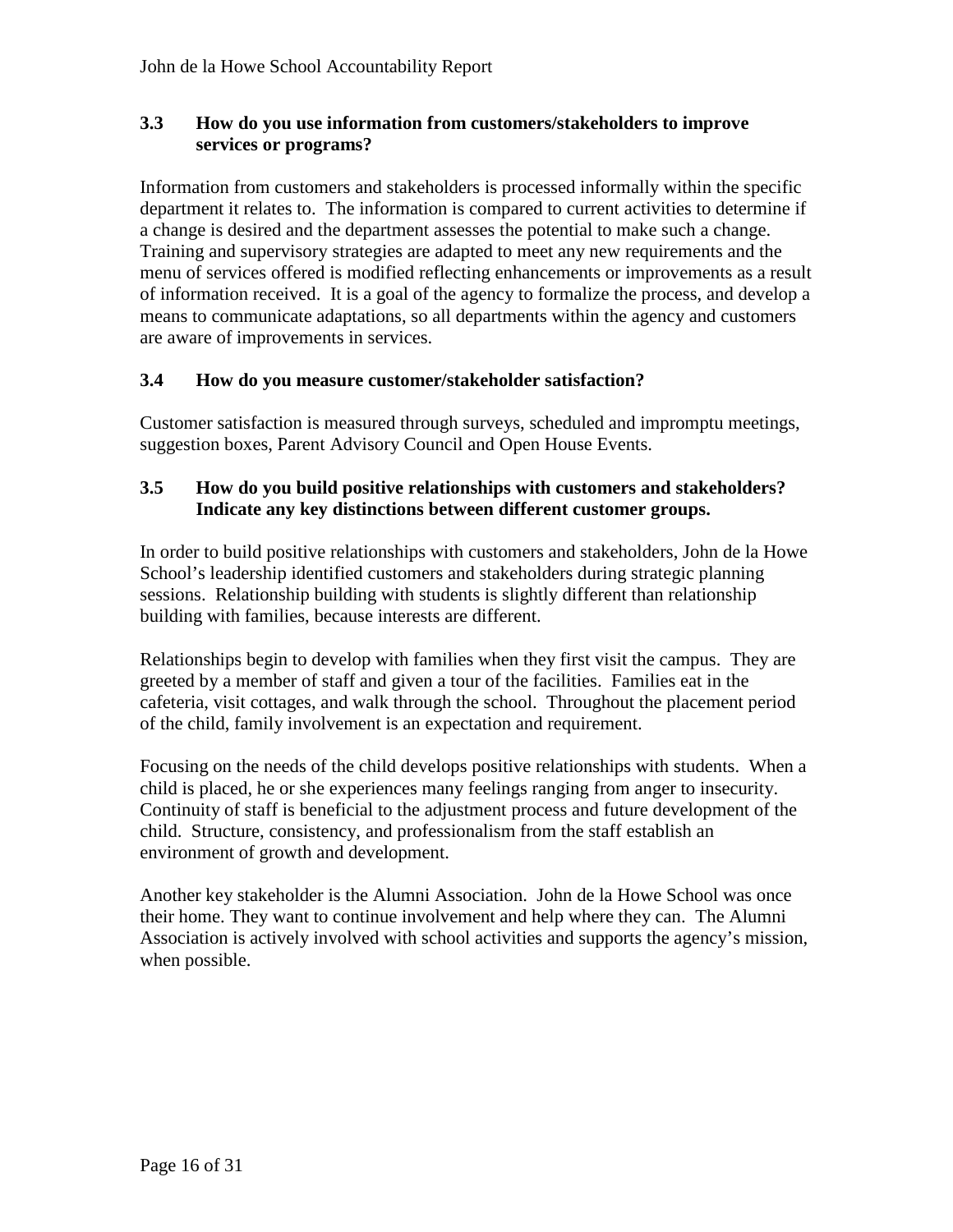### 3.3 How do you use information from customers/stakeholders to improve services or programs?

Information from customers and stakeholders is processed informally within the specific department it relates to. The information is compared to current activities to determine if a change is desired and the department assesses the potential to make such a change. Training and supervisory strategies are adapted to meet any new requirements and the menu of services offered is modified reflecting enhancements or improvements as a result of information received. It is a goal of the agency to formalize the process, and develop a means to communicate adaptations, so all departments within the agency and customers are aware of improvements in services.

### 3.4 How do you measure customer/stakeholder satisfaction?

Customer satisfaction is measured through surveys, scheduled and impromptu meetings, suggestion boxes, Parent Advisory Council and Open House Events.

### 3.5 How do you build positive relationships with customers and stakeholders? Indicate any key distinctions between different customer groups.

In order to build positive relationships with customers and stakeholders, John de la Howe School's leadership identified customers and stakeholders during strategic planning sessions. Relationship building with students is slightly different than relationship building with families, because interests are different.

Relationships begin to develop with families when they first visit the campus. They are greeted by a member of staff and given a tour of the facilities. Families eat in the cafeteria, visit cottages, and walk through the school. Throughout the placement period of the child, family involvement is an expectation and requirement.

Focusing on the needs of the child develops positive relationships with students. When a child is placed, he or she experiences many feelings ranging from anger to insecurity. Continuity of staff is beneficial to the adjustment process and future development of the child. Structure, consistency, and professionalism from the staff establish an environment of growth and development.

Another key stakeholder is the Alumni Association. John de la Howe School was once their home. They want to continue involvement and help where they can. The Alumni Association is actively involved with school activities and supports the agency's mission, when possible.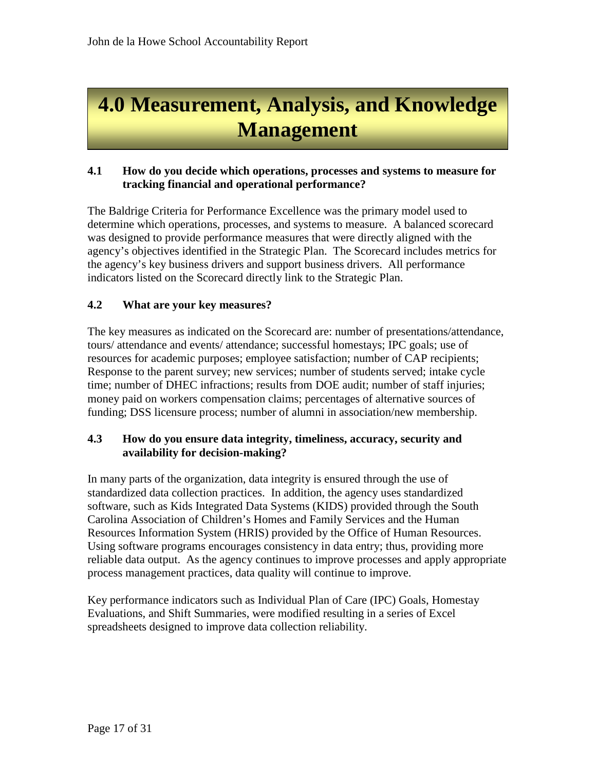# 4.0 Measurement, Analysis, and Knowledge Management

### 4.1 How do you decide which operations, processes and systems to measure for tracking financial and operational performance?

The Baldrige Criteria for Performance Excellence was the primary model used to determine which operations, processes, and systems to measure. A balanced scorecard was designed to provide performance measures that were directly aligned with the agency's objectives identified in the Strategic Plan. The Scorecard includes metrics for the agency's key business drivers and support business drivers. All performance indicators listed on the Scorecard directly link to the Strategic Plan.

### 4.2 What are your key measures?

The key measures as indicated on the Scorecard are: number of presentations/attendance, tours/ attendance and events/ attendance; successful homestays; IPC goals; use of resources for academic purposes; employee satisfaction; number of CAP recipients; Response to the parent survey; new services; number of students served; intake cycle time; number of DHEC infractions; results from DOE audit; number of staff injuries; money paid on workers compensation claims; percentages of alternative sources of funding; DSS licensure process; number of alumni in association/new membership.

### 4.3 How do you ensure data integrity, timeliness, accuracy, security and availability for decision-making?

In many parts of the organization, data integrity is ensured through the use of standardized data collection practices. In addition, the agency uses standardized software, such as Kids Integrated Data Systems (KIDS) provided through the South Carolina Association of Children's Homes and Family Services and the Human Resources Information System (HRIS) provided by the Office of Human Resources. Using software programs encourages consistency in data entry; thus, providing more reliable data output. As the agency continues to improve processes and apply appropriate process management practices, data quality will continue to improve.

Key performance indicators such as Individual Plan of Care (IPC) Goals, Homestay Evaluations, and Shift Summaries, were modified resulting in a series of Excel spreadsheets designed to improve data collection reliability.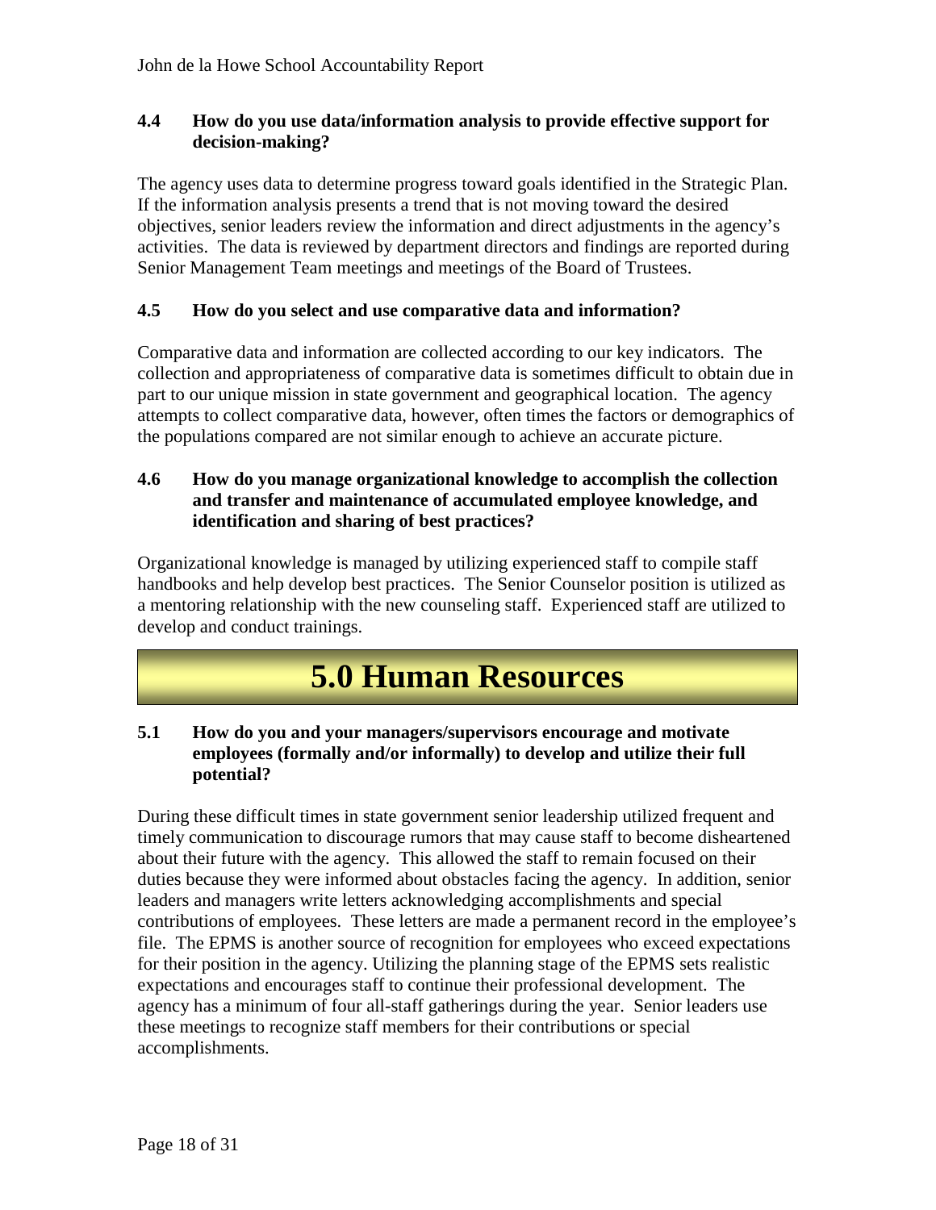### 4.4 How do you use data/information analysis to provide effective support for decision-making?

The agency uses data to determine progress toward goals identified in the Strategic Plan. If the information analysis presents a trend that is not moving toward the desired objectives, senior leaders review the information and direct adjustments in the agency's activities. The data is reviewed by department directors and findings are reported during Senior Management Team meetings and meetings of the Board of Trustees.

### 4.5 How do you select and use comparative data and information?

Comparative data and information are collected according to our key indicators. The collection and appropriateness of comparative data is sometimes difficult to obtain due in part to our unique mission in state government and geographical location. The agency attempts to collect comparative data, however, often times the factors or demographics of the populations compared are not similar enough to achieve an accurate picture.

### 4.6 How do you manage organizational knowledge to accomplish the collection and transfer and maintenance of accumulated employee knowledge, and identification and sharing of best practices?

Organizational knowledge is managed by utilizing experienced staff to compile staff handbooks and help develop best practices. The Senior Counselor position is utilized as a mentoring relationship with the new counseling staff. Experienced staff are utilized to develop and conduct trainings.

# 5.0 Human Resources

### 5.1 How do you and your managers/supervisors encourage and motivate employees (formally and/or informally) to develop and utilize their full potential?

During these difficult times in state government senior leadership utilized frequent and timely communication to discourage rumors that may cause staff to become disheartened about their future with the agency. This allowed the staff to remain focused on their duties because they were informed about obstacles facing the agency. In addition, senior leaders and managers write letters acknowledging accomplishments and special contributions of employees. These letters are made a permanent record in the employee's file. The EPMS is another source of recognition for employees who exceed expectations for their position in the agency. Utilizing the planning stage of the EPMS sets realistic expectations and encourages staff to continue their professional development. The agency has a minimum of four all-staff gatherings during the year. Senior leaders use these meetings to recognize staff members for their contributions or special accomplishments.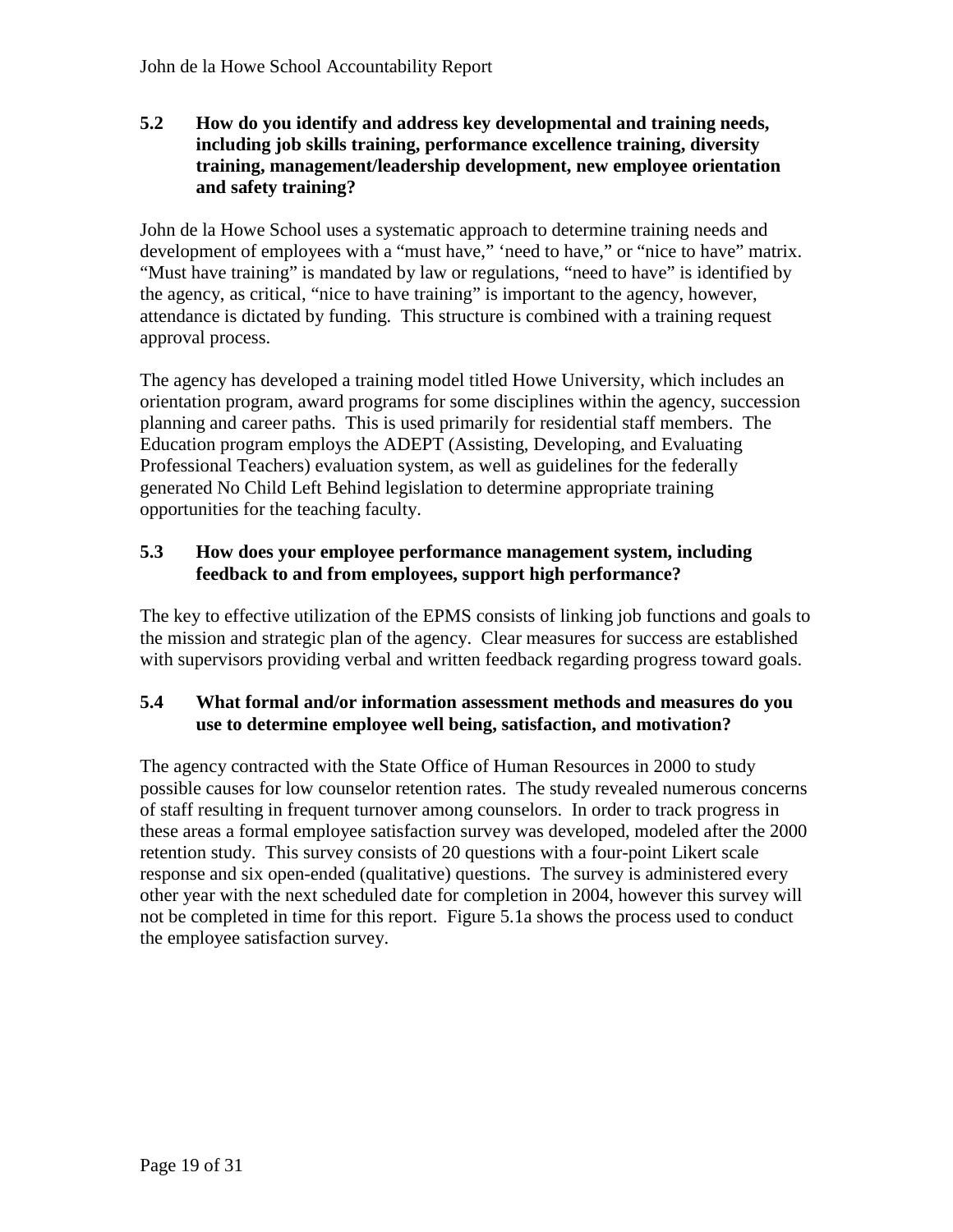**5.2 How do you identify and address key developmental and training needs, including job skills training, performance excellence training, diversity training, management/leadership development, new employee orientation and safety training?**

John de la Howe School uses a systematic approach to determine training needs and development of employees with a "must have," 'need to have," or "nice to have" matrix. "Must have training" is mandated by law or regulations, "need to have" is identified by the agency, as critical, "nice to have training" is important to the agency, however, attendance is dictated by funding. This structure is combined with a training request approval process.

The agency has developed a training model titled Howe University, which includes an orientation program, award programs for some disciplines within the agency, succession planning and career paths. This is used primarily for residential staff members. The Education program employs the ADEPT (Assisting, Developing, and Evaluating Professional Teachers) evaluation system, as well as guidelines for the federally generated No Child Left Behind legislation to determine appropriate training opportunities for the teaching faculty.

**5.3 How does your employee performance management system, including feedback to and from employees, support high performance?**

The key to effective utilization of the EPMS consists of linking job functions and goals to the mission and strategic plan of the agency. Clear measures for success are established with supervisors providing verbal and written feedback regarding progress toward goals.

**5.4 What formal and/or information assessment methods and measures do you use to determine employee well being, satisfaction, and motivation?**

The agency contracted with the State Office of Human Resources in 2000 to study possible causes for low counselor retention rates. The study revealed numerous concerns of staff resulting in frequent turnover among counselors. In order to track progress in these areas a formal employee satisfaction survey was developed, modeled after the 2000 retention study. This survey consists of 20 questions with a four-point Likert scale response and six open-ended (qualitative) questions. The survey is administered every other year with the next scheduled date for completion in 2004, however this survey will not be completed in time for this report. Figure 5.1a shows the process used to conduct the employee satisfaction survey.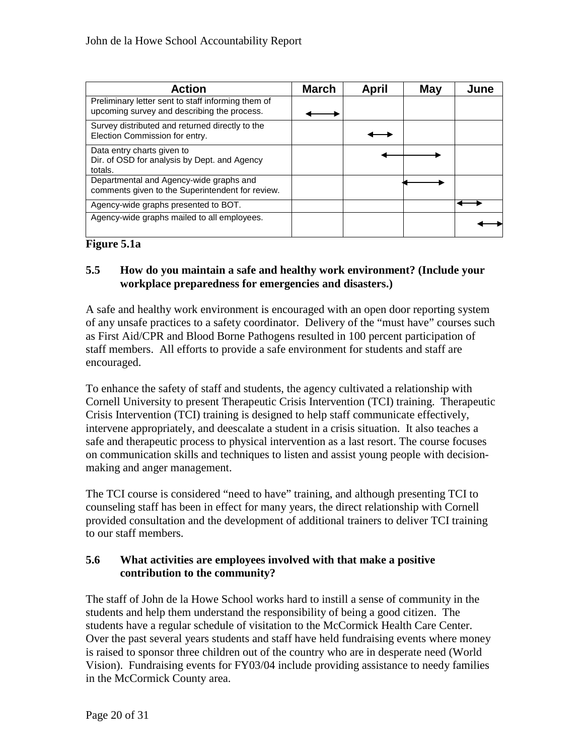| Action | March | April | May | June |
|---|---|---|---|---|
| Preliminary letter sent to staff informing them of upcoming survey and describing the process. | ↔ | | | |
| Survey distributed and returned directly to the Election Commission for entry. | | ↔ | | |
| Data entry charts given to Dir. of OSD for analysis by Dept. and Agency totals. | | ↔ | ↔ | |
| Departmental and Agency-wide graphs and comments given to the Superintendent for review. | | | ↔ | |
| Agency-wide graphs presented to BOT. | | | | ↔ |
| Agency-wide graphs mailed to all employees. | | | | ↔ |

**Figure 5.1a**

### 5.5 How do you maintain a safe and healthy work environment? (Include your workplace preparedness for emergencies and disasters.)

A safe and healthy work environment is encouraged with an open door reporting system of any unsafe practices to a safety coordinator. Delivery of the "must have" courses such as First Aid/CPR and Blood Borne Pathogens resulted in 100 percent participation of staff members. All efforts to provide a safe environment for students and staff are encouraged.

To enhance the safety of staff and students, the agency cultivated a relationship with Cornell University to present Therapeutic Crisis Intervention (TCI) training. Therapeutic Crisis Intervention (TCI) training is designed to help staff communicate effectively, intervene appropriately, and deescalate a student in a crisis situation. It also teaches a safe and therapeutic process to physical intervention as a last resort. The course focuses on communication skills and techniques to listen and assist young people with decision-making and anger management.

The TCI course is considered "need to have" training, and although presenting TCI to counseling staff has been in effect for many years, the direct relationship with Cornell provided consultation and the development of additional trainers to deliver TCI training to our staff members.

### 5.6 What activities are employees involved with that make a positive contribution to the community?

The staff of John de la Howe School works hard to instill a sense of community in the students and help them understand the responsibility of being a good citizen. The students have a regular schedule of visitation to the McCormick Health Care Center. Over the past several years students and staff have held fundraising events where money is raised to sponsor three children out of the country who are in desperate need (World Vision). Fundraising events for FY03/04 include providing assistance to needy families in the McCormick County area.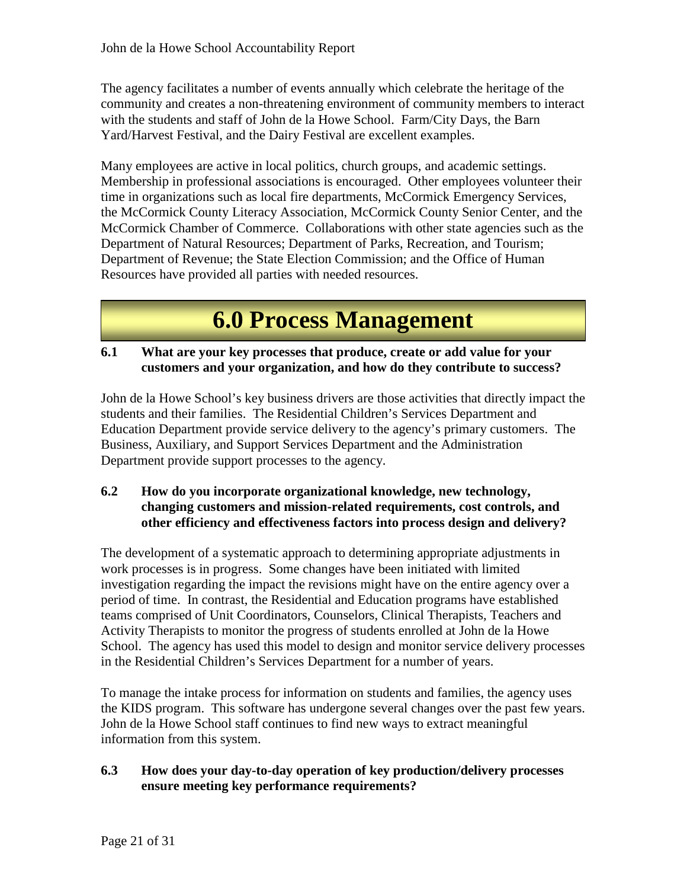The agency facilitates a number of events annually which celebrate the heritage of the community and creates a non-threatening environment of community members to interact with the students and staff of John de la Howe School. Farm/City Days, the Barn Yard/Harvest Festival, and the Dairy Festival are excellent examples.

Many employees are active in local politics, church groups, and academic settings. Membership in professional associations is encouraged. Other employees volunteer their time in organizations such as local fire departments, McCormick Emergency Services, the McCormick County Literacy Association, McCormick County Senior Center, and the McCormick Chamber of Commerce. Collaborations with other state agencies such as the Department of Natural Resources; Department of Parks, Recreation, and Tourism; Department of Revenue; the State Election Commission; and the Office of Human Resources have provided all parties with needed resources.

# 6.0 Process Management

**6.1 What are your key processes that produce, create or add value for your customers and your organization, and how do they contribute to success?**

John de la Howe School's key business drivers are those activities that directly impact the students and their families. The Residential Children's Services Department and Education Department provide service delivery to the agency's primary customers. The Business, Auxiliary, and Support Services Department and the Administration Department provide support processes to the agency.

**6.2 How do you incorporate organizational knowledge, new technology, changing customers and mission-related requirements, cost controls, and other efficiency and effectiveness factors into process design and delivery?**

The development of a systematic approach to determining appropriate adjustments in work processes is in progress. Some changes have been initiated with limited investigation regarding the impact the revisions might have on the entire agency over a period of time. In contrast, the Residential and Education programs have established teams comprised of Unit Coordinators, Counselors, Clinical Therapists, Teachers and Activity Therapists to monitor the progress of students enrolled at John de la Howe School. The agency has used this model to design and monitor service delivery processes in the Residential Children's Services Department for a number of years.

To manage the intake process for information on students and families, the agency uses the KIDS program. This software has undergone several changes over the past few years. John de la Howe School staff continues to find new ways to extract meaningful information from this system.

**6.3 How does your day-to-day operation of key production/delivery processes ensure meeting key performance requirements?**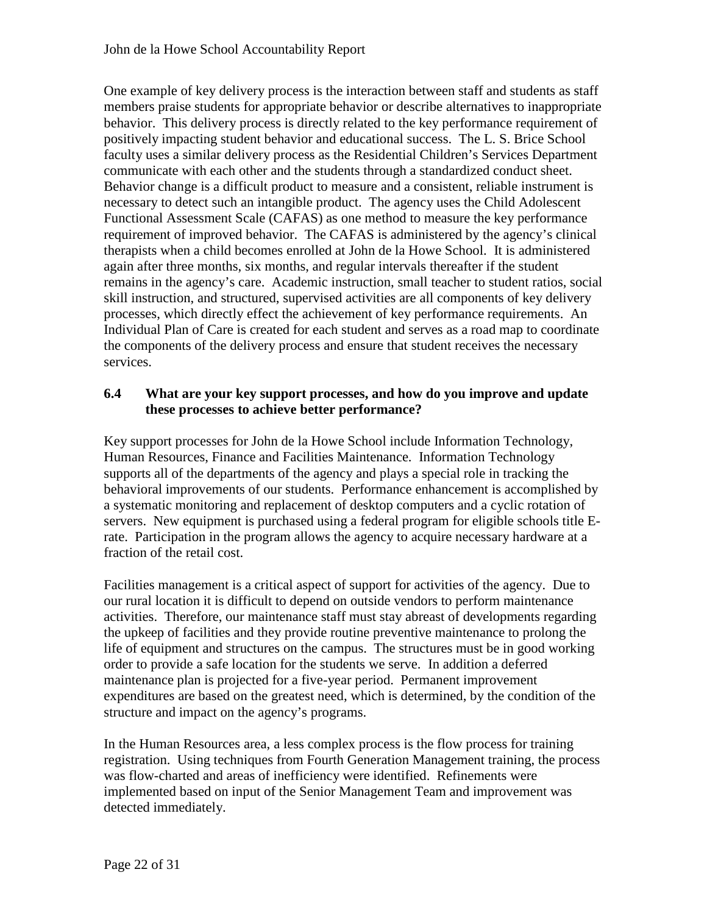One example of key delivery process is the interaction between staff and students as staff members praise students for appropriate behavior or describe alternatives to inappropriate behavior. This delivery process is directly related to the key performance requirement of positively impacting student behavior and educational success. The L. S. Brice School faculty uses a similar delivery process as the Residential Children's Services Department communicate with each other and the students through a standardized conduct sheet. Behavior change is a difficult product to measure and a consistent, reliable instrument is necessary to detect such an intangible product. The agency uses the Child Adolescent Functional Assessment Scale (CAFAS) as one method to measure the key performance requirement of improved behavior. The CAFAS is administered by the agency's clinical therapists when a child becomes enrolled at John de la Howe School. It is administered again after three months, six months, and regular intervals thereafter if the student remains in the agency's care. Academic instruction, small teacher to student ratios, social skill instruction, and structured, supervised activities are all components of key delivery processes, which directly effect the achievement of key performance requirements. An Individual Plan of Care is created for each student and serves as a road map to coordinate the components of the delivery process and ensure that student receives the necessary services.

### 6.4 What are your key support processes, and how do you improve and update these processes to achieve better performance?

Key support processes for John de la Howe School include Information Technology, Human Resources, Finance and Facilities Maintenance. Information Technology supports all of the departments of the agency and plays a special role in tracking the behavioral improvements of our students. Performance enhancement is accomplished by a systematic monitoring and replacement of desktop computers and a cyclic rotation of servers. New equipment is purchased using a federal program for eligible schools title E-rate. Participation in the program allows the agency to acquire necessary hardware at a fraction of the retail cost.

Facilities management is a critical aspect of support for activities of the agency. Due to our rural location it is difficult to depend on outside vendors to perform maintenance activities. Therefore, our maintenance staff must stay abreast of developments regarding the upkeep of facilities and they provide routine preventive maintenance to prolong the life of equipment and structures on the campus. The structures must be in good working order to provide a safe location for the students we serve. In addition a deferred maintenance plan is projected for a five-year period. Permanent improvement expenditures are based on the greatest need, which is determined, by the condition of the structure and impact on the agency's programs.

In the Human Resources area, a less complex process is the flow process for training registration. Using techniques from Fourth Generation Management training, the process was flow-charted and areas of inefficiency were identified. Refinements were implemented based on input of the Senior Management Team and improvement was detected immediately.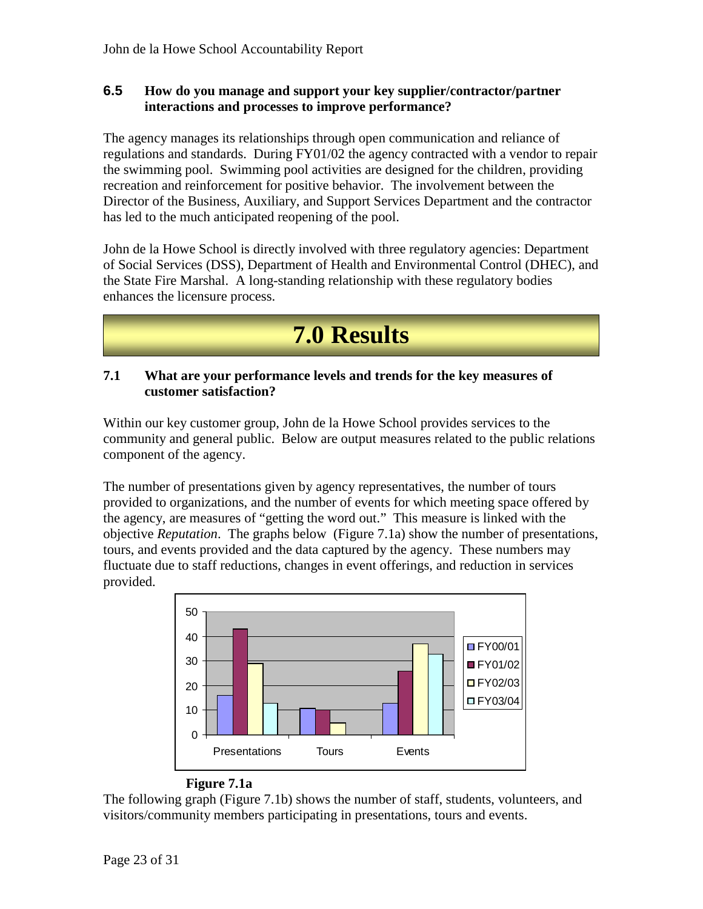### 6.5 How do you manage and support your key supplier/contractor/partner interactions and processes to improve performance?

The agency manages its relationships through open communication and reliance of regulations and standards. During FY01/02 the agency contracted with a vendor to repair the swimming pool. Swimming pool activities are designed for the children, providing recreation and reinforcement for positive behavior. The involvement between the Director of the Business, Auxiliary, and Support Services Department and the contractor has led to the much anticipated reopening of the pool.

John de la Howe School is directly involved with three regulatory agencies: Department of Social Services (DSS), Department of Health and Environmental Control (DHEC), and the State Fire Marshal. A long-standing relationship with these regulatory bodies enhances the licensure process.

# 7.0 Results

### 7.1 What are your performance levels and trends for the key measures of customer satisfaction?

Within our key customer group, John de la Howe School provides services to the community and general public. Below are output measures related to the public relations component of the agency.

The number of presentations given by agency representatives, the number of tours provided to organizations, and the number of events for which meeting space offered by the agency, are measures of "getting the word out." This measure is linked with the objective *Reputation*. The graphs below (Figure 7.1a) show the number of presentations, tours, and events provided and the data captured by the agency. These numbers may fluctuate due to staff reductions, changes in event offerings, and reduction in services provided.

| | FY00/01 | FY01/02 | FY02/03 | FY03/04 |
|---|---|---|---|---|
| Presentations | 16 | 43 | 29 | 13 |
| Tours | 11 | 10 | 5 | |
| Events | 13 | 26 | 37 | 33 |

**Figure 7.1a**

The following graph (Figure 7.1b) shows the number of staff, students, volunteers, and visitors/community members participating in presentations, tours and events.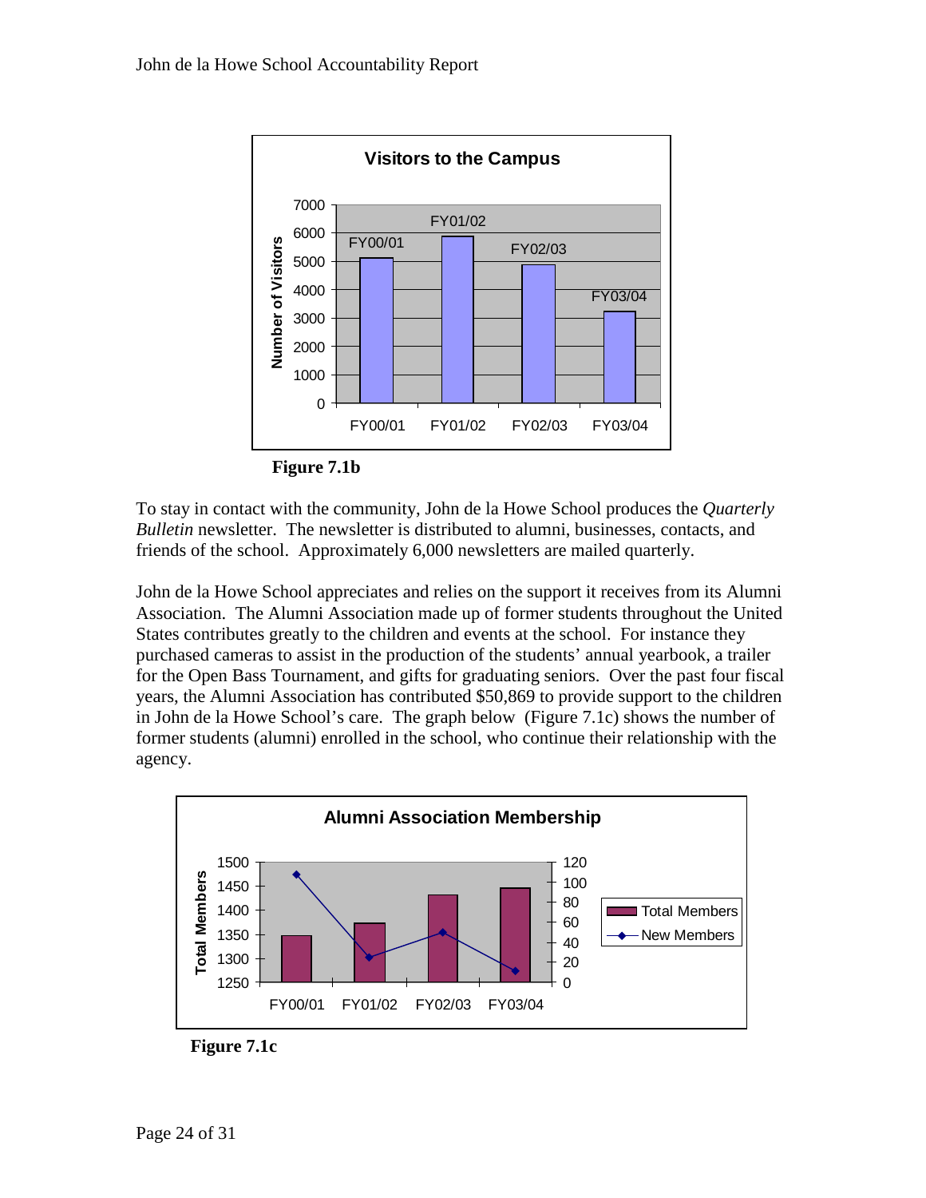Figure 7.1b

To stay in contact with the community, John de la Howe School produces the *Quarterly Bulletin* newsletter. The newsletter is distributed to alumni, businesses, contacts, and friends of the school. Approximately 6,000 newsletters are mailed quarterly.

John de la Howe School appreciates and relies on the support it receives from its Alumni Association. The Alumni Association made up of former students throughout the United States contributes greatly to the children and events at the school. For instance they purchased cameras to assist in the production of the students' annual yearbook, a trailer for the Open Bass Tournament, and gifts for graduating seniors. Over the past four fiscal years, the Alumni Association has contributed $50,869 to provide support to the children in John de la Howe School's care. The graph below (Figure 7.1c) shows the number of former students (alumni) enrolled in the school, who continue their relationship with the agency.

Figure 7.1c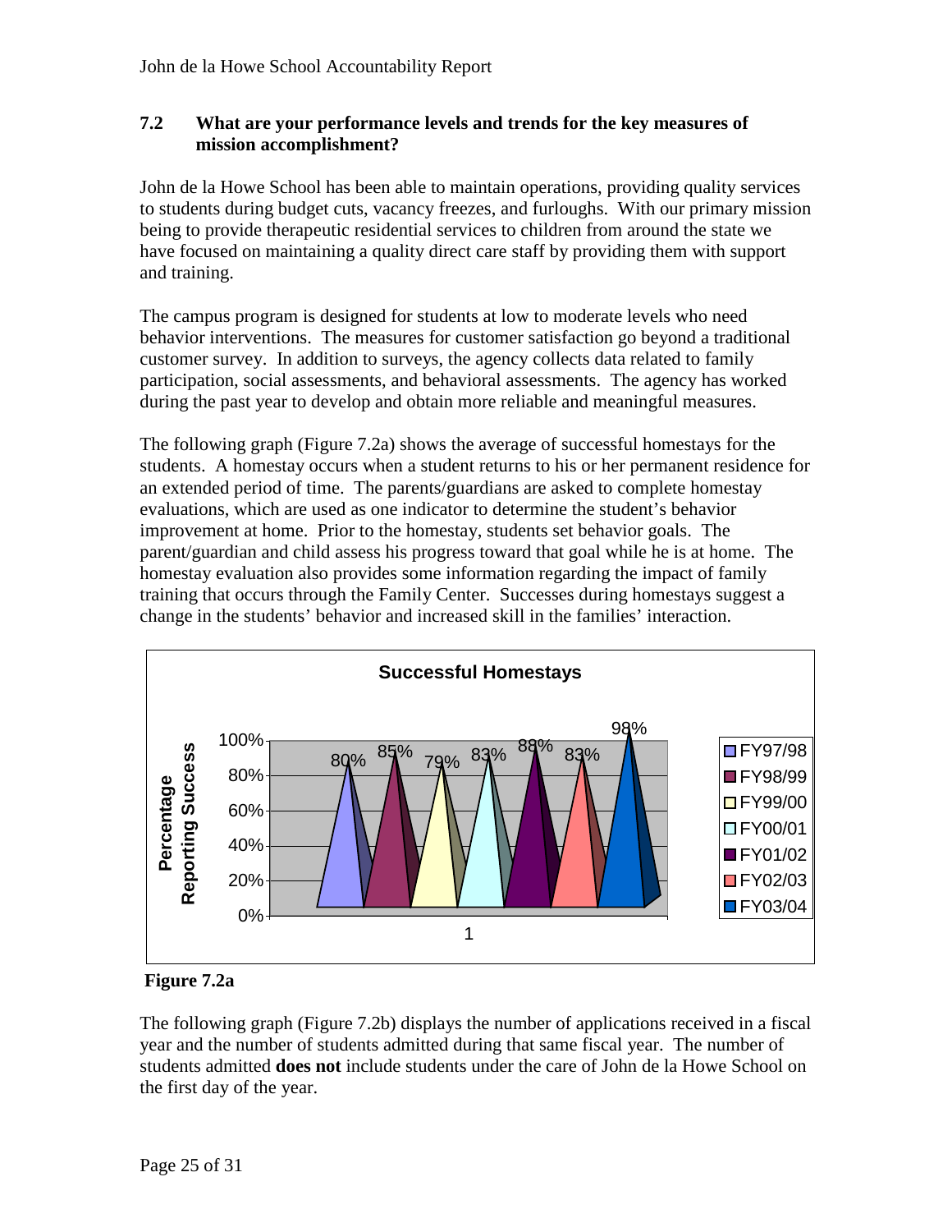### 7.2 What are your performance levels and trends for the key measures of mission accomplishment?

John de la Howe School has been able to maintain operations, providing quality services to students during budget cuts, vacancy freezes, and furloughs. With our primary mission being to provide therapeutic residential services to children from around the state we have focused on maintaining a quality direct care staff by providing them with support and training.

The campus program is designed for students at low to moderate levels who need behavior interventions. The measures for customer satisfaction go beyond a traditional customer survey. In addition to surveys, the agency collects data related to family participation, social assessments, and behavioral assessments. The agency has worked during the past year to develop and obtain more reliable and meaningful measures.

The following graph (Figure 7.2a) shows the average of successful homestays for the students. A homestay occurs when a student returns to his or her permanent residence for an extended period of time. The parents/guardians are asked to complete homestay evaluations, which are used as one indicator to determine the student's behavior improvement at home. Prior to the homestay, students set behavior goals. The parent/guardian and child assess his progress toward that goal while he is at home. The homestay evaluation also provides some information regarding the impact of family training that occurs through the Family Center. Successes during homestays suggest a change in the students' behavior and increased skill in the families' interaction.

**Successful Homestays**

| Fiscal Year | Percentage Reporting Success |
|---|---|
| FY97/98 | 80% |
| FY98/99 | 85% |
| FY99/00 | 79% |
| FY00/01 | 83% |
| FY01/02 | 88% |
| FY02/03 | 83% |
| FY03/04 | 98% |

**Figure 7.2a**

The following graph (Figure 7.2b) displays the number of applications received in a fiscal year and the number of students admitted during that same fiscal year. The number of students admitted **does not** include students under the care of John de la Howe School on the first day of the year.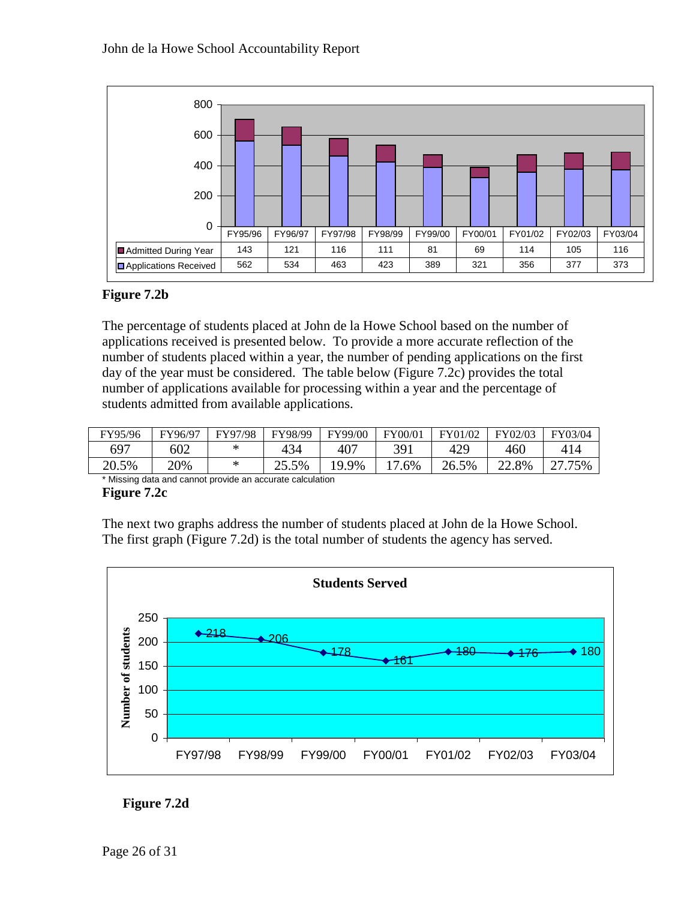| | FY95/96 | FY96/97 | FY97/98 | FY98/99 | FY99/00 | FY00/01 | FY01/02 | FY02/03 | FY03/04 |
|---|---|---|---|---|---|---|---|---|---|
| Admitted During Year | 143 | 121 | 116 | 111 | 81 | 69 | 114 | 105 | 116 |
| Applications Received | 562 | 534 | 463 | 423 | 389 | 321 | 356 | 377 | 373 |

**Figure 7.2b**

The percentage of students placed at John de la Howe School based on the number of applications received is presented below. To provide a more accurate reflection of the number of students placed within a year, the number of pending applications on the first day of the year must be considered. The table below (Figure 7.2c) provides the total number of applications available for processing within a year and the percentage of students admitted from available applications.

| FY95/96 | FY96/97 | FY97/98 | FY98/99 | FY99/00 | FY00/01 | FY01/02 | FY02/03 | FY03/04 |
|---|---|---|---|---|---|---|---|---|
| 697 | 602 | * | 434 | 407 | 391 | 429 | 460 | 414 |
| 20.5% | 20% | * | 25.5% | 19.9% | 17.6% | 26.5% | 22.8% | 27.75% |

* Missing data and cannot provide an accurate calculation

**Figure 7.2c**

The next two graphs address the number of students placed at John de la Howe School. The first graph (Figure 7.2d) is the total number of students the agency has served.

**Students Served**

| | FY97/98 | FY98/99 | FY99/00 | FY00/01 | FY01/02 | FY02/03 | FY03/04 |
|---|---|---|---|---|---|---|---|
| Number of students | 218 | 206 | 178 | 161 | 180 | 176 | 180 |

**Figure 7.2d**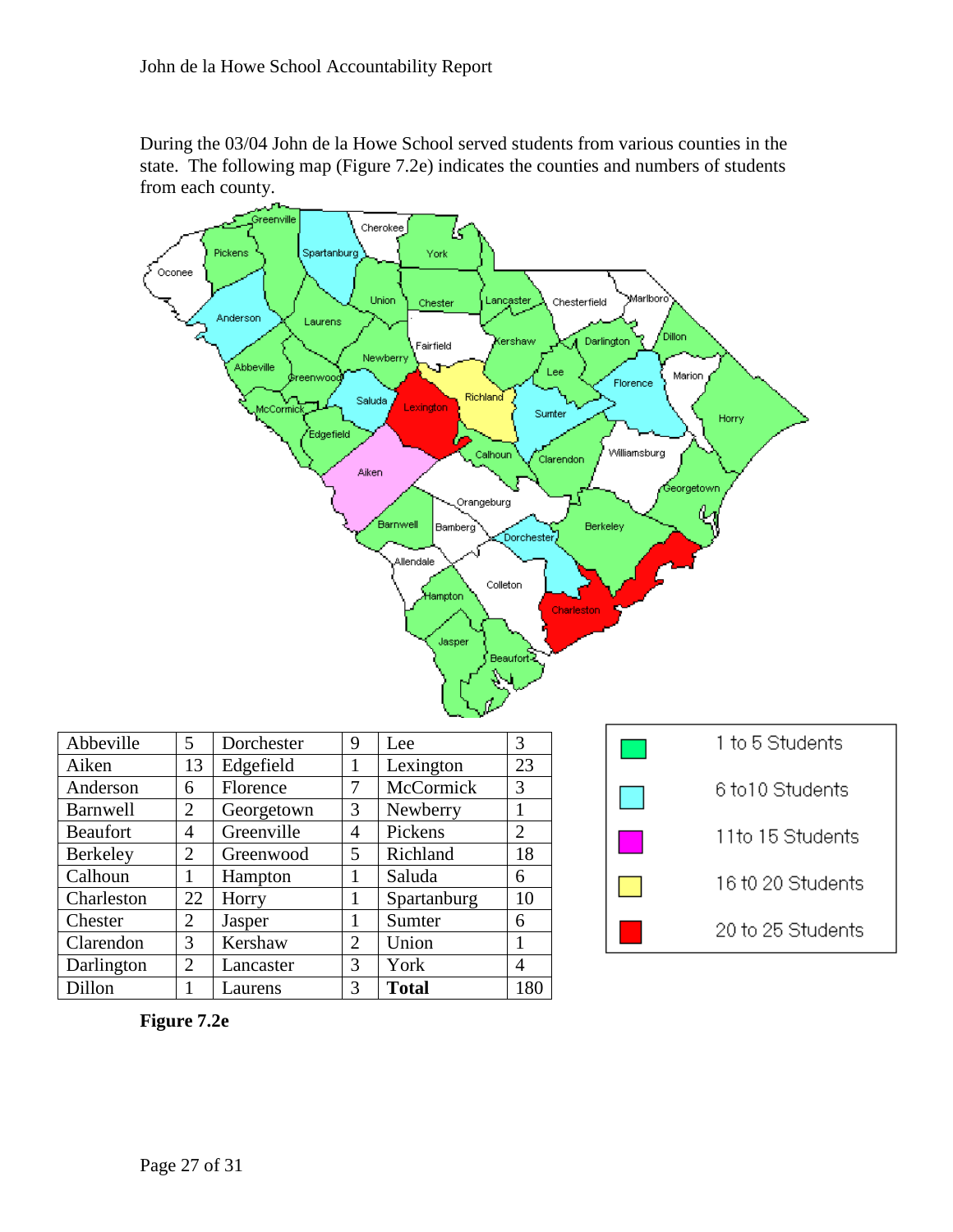During the 03/04 John de la Howe School served students from various counties in the state. The following map (Figure 7.2e) indicates the counties and numbers of students from each county.

| | | | | | |
|---|---|---|---|---|---|
| Abbeville | 5 | Dorchester | 9 | Lee | 3 |
| Aiken | 13 | Edgefield | 1 | Lexington | 23 |
| Anderson | 6 | Florence | 7 | McCormick | 3 |
| Barnwell | 2 | Georgetown | 3 | Newberry | 1 |
| Beaufort | 4 | Greenville | 4 | Pickens | 2 |
| Berkeley | 2 | Greenwood | 5 | Richland | 18 |
| Calhoun | 1 | Hampton | 1 | Saluda | 6 |
| Charleston | 22 | Horry | 1 | Spartanburg | 10 |
| Chester | 2 | Jasper | 1 | Sumter | 6 |
| Clarendon | 3 | Kershaw | 2 | Union | 1 |
| Darlington | 2 | Lancaster | 3 | York | 4 |
| Dillon | 1 | Laurens | 3 | **Total** | 180 |

| Legend |
|---|
| 1 to 5 Students |
| 6 to10 Students |
| 11to 15 Students |
| 16 t0 20 Students |
| 20 to 25 Students |

**Figure 7.2e**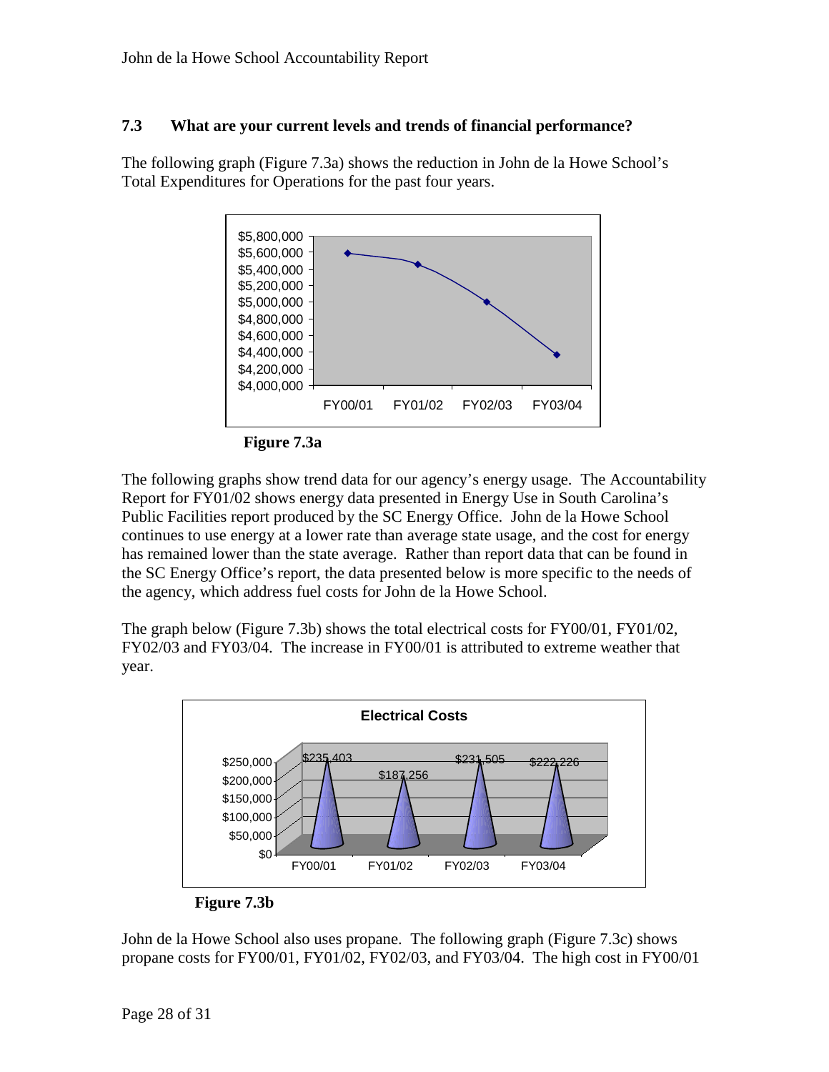### 7.3 What are your current levels and trends of financial performance?

The following graph (Figure 7.3a) shows the reduction in John de la Howe School's Total Expenditures for Operations for the past four years.

**Figure 7.3a**

The following graphs show trend data for our agency's energy usage. The Accountability Report for FY01/02 shows energy data presented in Energy Use in South Carolina's Public Facilities report produced by the SC Energy Office. John de la Howe School continues to use energy at a lower rate than average state usage, and the cost for energy has remained lower than the state average. Rather than report data that can be found in the SC Energy Office's report, the data presented below is more specific to the needs of the agency, which address fuel costs for John de la Howe School.

The graph below (Figure 7.3b) shows the total electrical costs for FY00/01, FY01/02, FY02/03 and FY03/04. The increase in FY00/01 is attributed to extreme weather that year.

**Electrical Costs**

| FY00/01 | FY01/02 | FY02/03 | FY03/04 |
|---|---|---|---|
| $235,403 | $187,256 | $231,505 | $222,226 |

**Figure 7.3b**

John de la Howe School also uses propane. The following graph (Figure 7.3c) shows propane costs for FY00/01, FY01/02, FY02/03, and FY03/04. The high cost in FY00/01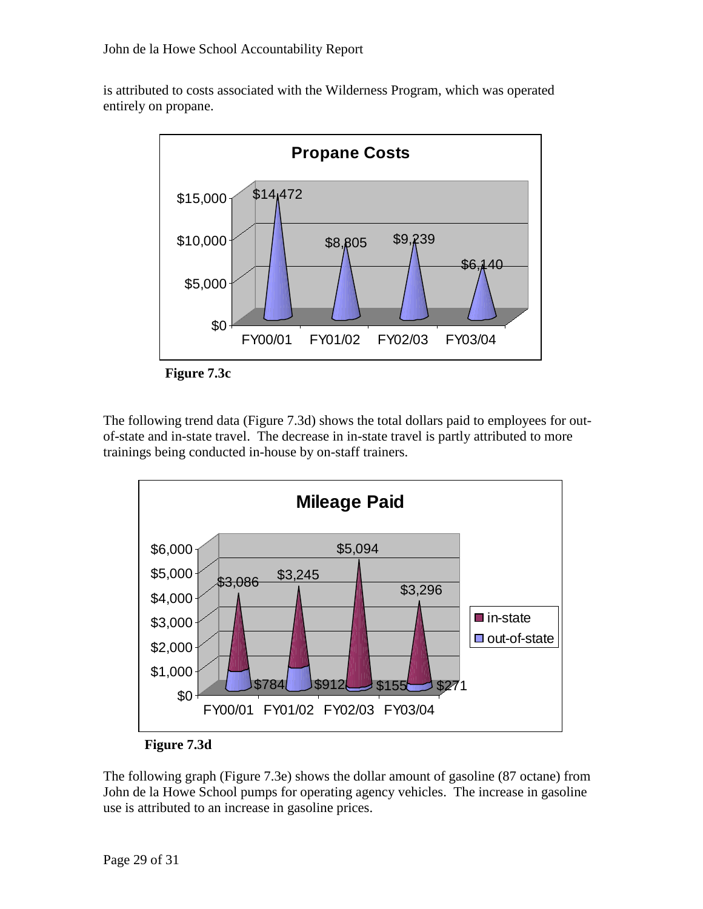is attributed to costs associated with the Wilderness Program, which was operated entirely on propane.

**Propane Costs**

| | FY00/01 | FY01/02 | FY02/03 | FY03/04 |
|---|---|---|---|---|
| Propane Costs | $14,472 | $8,805 | $9,239 | $6,140 |

**Figure 7.3c**

The following trend data (Figure 7.3d) shows the total dollars paid to employees for out-of-state and in-state travel. The decrease in in-state travel is partly attributed to more trainings being conducted in-house by on-staff trainers.

**Mileage Paid**

| | FY00/01 | FY01/02 | FY02/03 | FY03/04 |
|---|---|---|---|---|
| in-state | $3,086 | $3,245 | $5,094 | $3,296 |
| out-of-state | $784 | $912 | $155 | $271 |

**Figure 7.3d**

The following graph (Figure 7.3e) shows the dollar amount of gasoline (87 octane) from John de la Howe School pumps for operating agency vehicles. The increase in gasoline use is attributed to an increase in gasoline prices.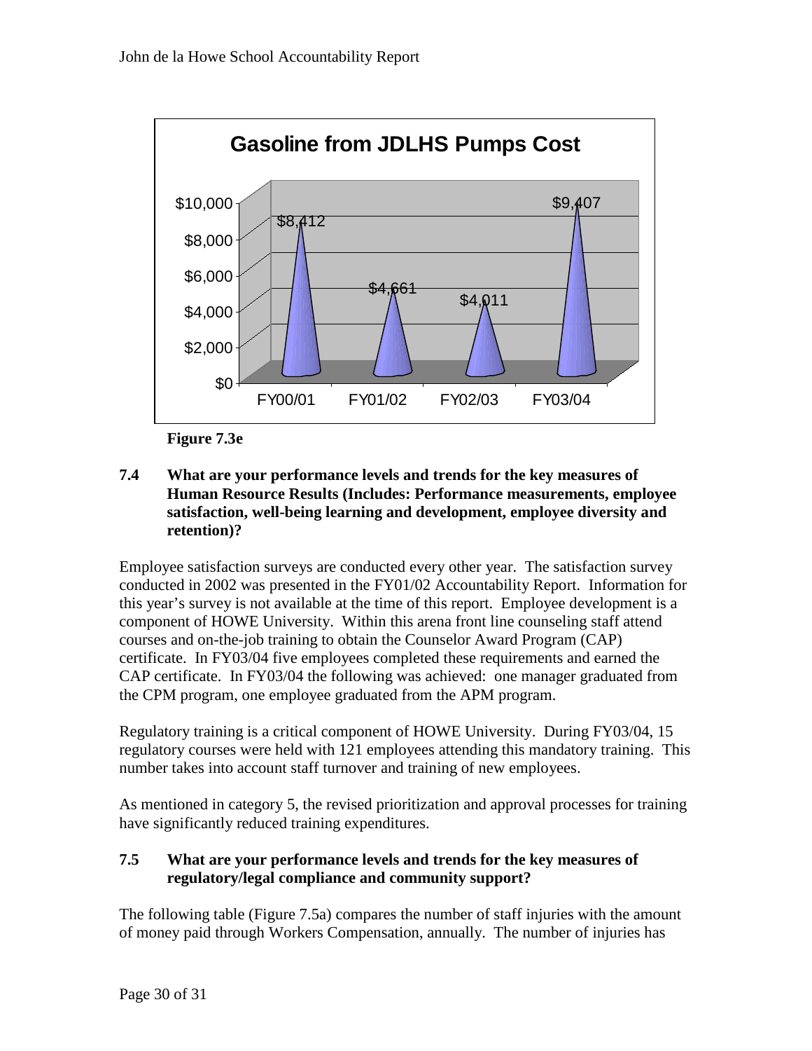**Gasoline from JDLHS Pumps Cost**

| Fiscal Year | Cost |
|---|---|
| FY00/01 | $8,412 |
| FY01/02 | $4,661 |
| FY02/03 | $4,011 |
| FY03/04 | $9,407 |

**Figure 7.3e**

### 7.4 What are your performance levels and trends for the key measures of Human Resource Results (Includes: Performance measurements, employee satisfaction, well-being learning and development, employee diversity and retention)?

Employee satisfaction surveys are conducted every other year. The satisfaction survey conducted in 2002 was presented in the FY01/02 Accountability Report. Information for this year's survey is not available at the time of this report. Employee development is a component of HOWE University. Within this arena front line counseling staff attend courses and on-the-job training to obtain the Counselor Award Program (CAP) certificate. In FY03/04 five employees completed these requirements and earned the CAP certificate. In FY03/04 the following was achieved: one manager graduated from the CPM program, one employee graduated from the APM program.

Regulatory training is a critical component of HOWE University. During FY03/04, 15 regulatory courses were held with 121 employees attending this mandatory training. This number takes into account staff turnover and training of new employees.

As mentioned in category 5, the revised prioritization and approval processes for training have significantly reduced training expenditures.

### 7.5 What are your performance levels and trends for the key measures of regulatory/legal compliance and community support?

The following table (Figure 7.5a) compares the number of staff injuries with the amount of money paid through Workers Compensation, annually. The number of injuries has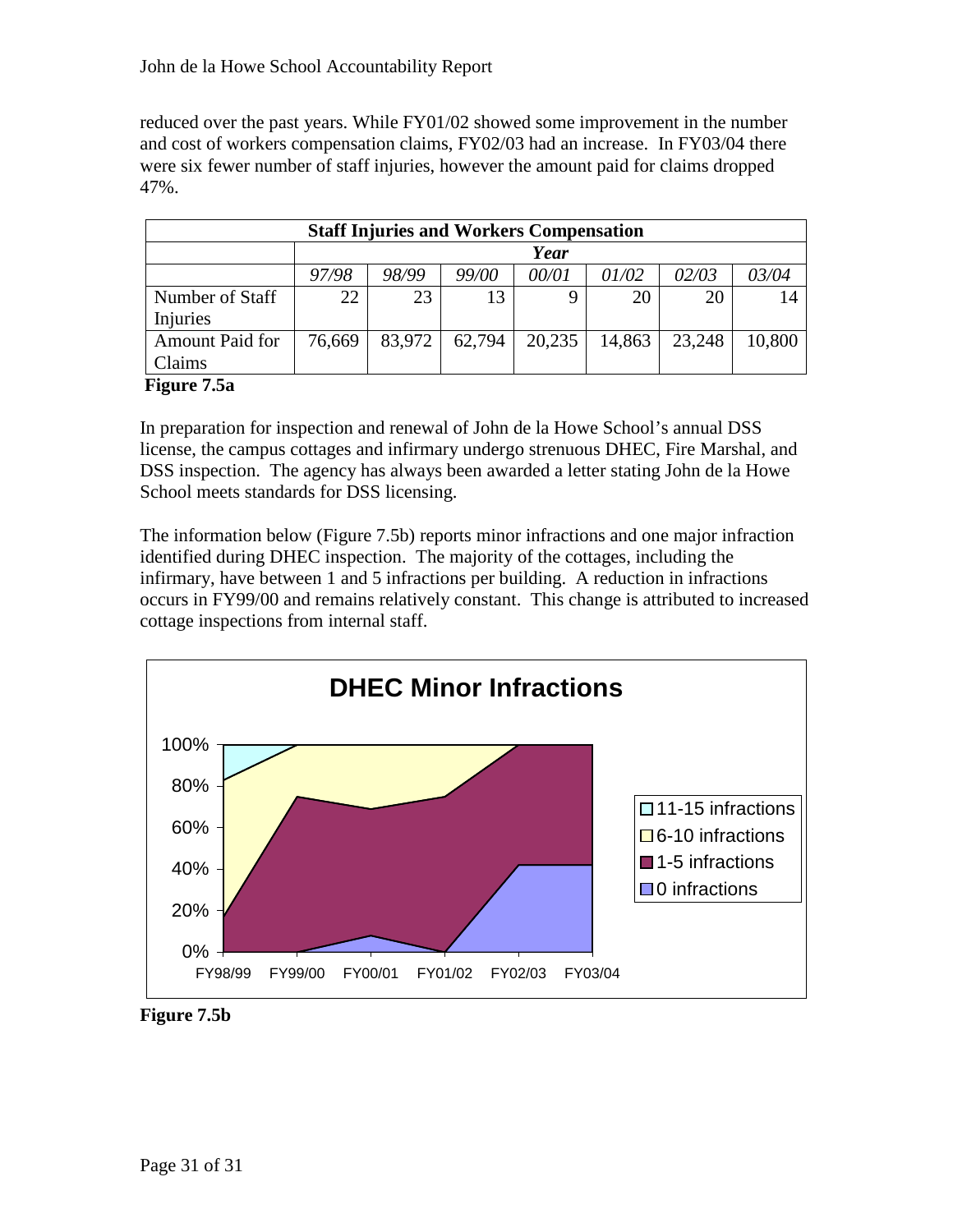reduced over the past years. While FY01/02 showed some improvement in the number and cost of workers compensation claims, FY02/03 had an increase. In FY03/04 there were six fewer number of staff injuries, however the amount paid for claims dropped 47%.

| Staff Injuries and Workers Compensation | | | | | | | |
|---|---|---|---|---|---|---|---|
| | ***Year*** | | | | | | |
| | *97/98* | *98/99* | *99/00* | *00/01* | *01/02* | *02/03* | *03/04* |
| Number of Staff Injuries | 22 | 23 | 13 | 9 | 20 | 20 | 14 |
| Amount Paid for Claims | 76,669 | 83,972 | 62,794 | 20,235 | 14,863 | 23,248 | 10,800 |

**Figure 7.5a**

In preparation for inspection and renewal of John de la Howe School's annual DSS license, the campus cottages and infirmary undergo strenuous DHEC, Fire Marshal, and DSS inspection. The agency has always been awarded a letter stating John de la Howe School meets standards for DSS licensing.

The information below (Figure 7.5b) reports minor infractions and one major infraction identified during DHEC inspection. The majority of the cottages, including the infirmary, have between 1 and 5 infractions per building. A reduction in infractions occurs in FY99/00 and remains relatively constant. This change is attributed to increased cottage inspections from internal staff.

DHEC Minor Infractions

100%
80%
60%
40%
20%
0%

FY98/99 FY99/00 FY00/01 FY01/02 FY02/03 FY03/04

11-15 infractions
6-10 infractions
1-5 infractions
0 infractions

**Figure 7.5b**